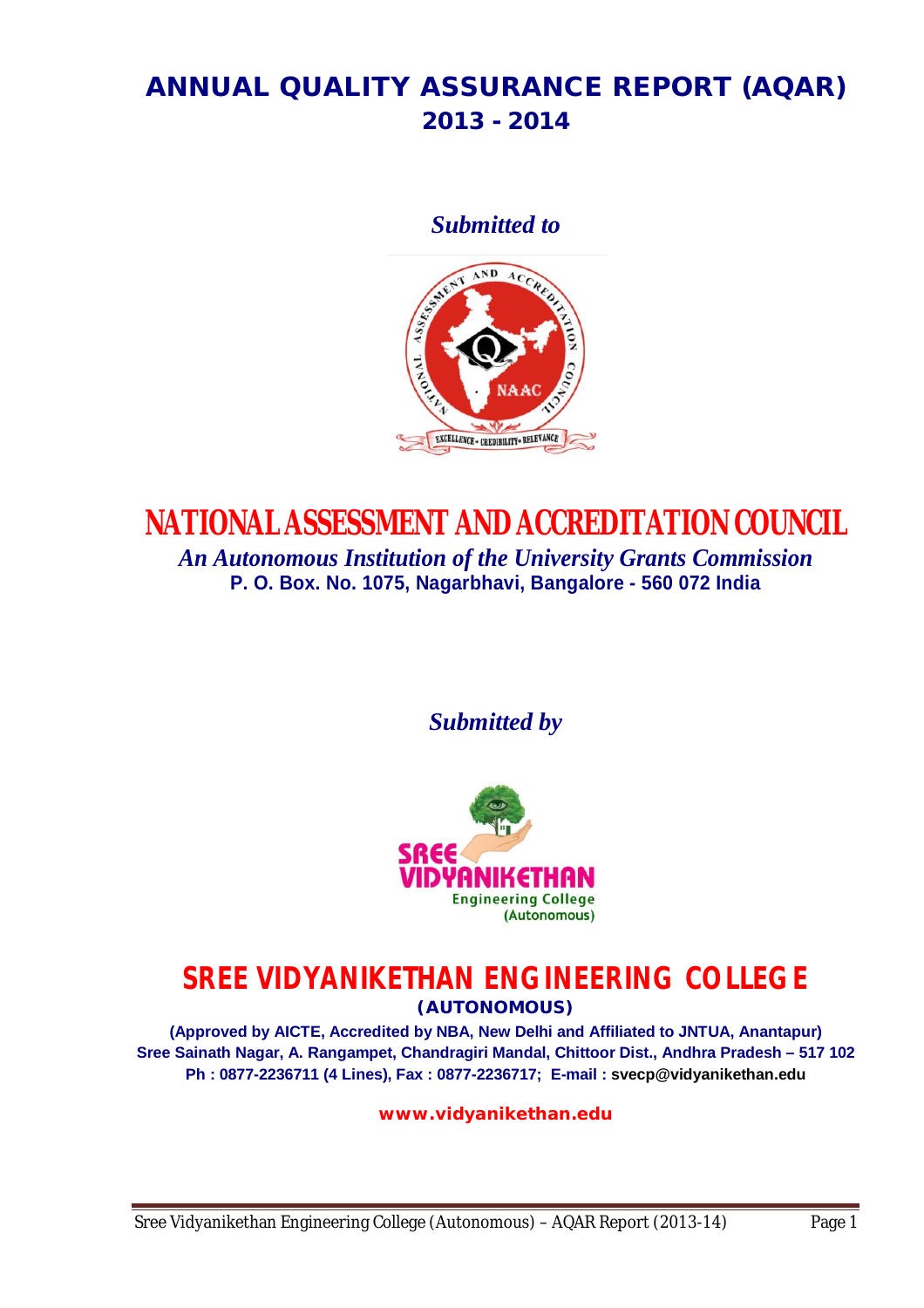# ANNUAL QUALITY ASSURANCE REPORT (AQAR)
## 2013 - 2014

*Submitted to*

# NATIONAL ASSESSMENT AND ACCREDITATION COUNCIL

*An Autonomous Institution of the University Grants Commission*

**P. O. Box. No. 1075, Nagarbhavi, Bangalore - 560 072 India**

*Submitted by*

# SREE VIDYANIKETHAN ENGINEERING COLLEGE

**(AUTONOMOUS)**

**(Approved by AICTE, Accredited by NBA, New Delhi and Affiliated to JNTUA, Anantapur)**
**Sree Sainath Nagar, A. Rangampet, Chandragiri Mandal, Chittoor Dist., Andhra Pradesh – 517 102**
**Ph : 0877-2236711 (4 Lines), Fax : 0877-2236717; E-mail : svecp@vidyanikethan.edu**

**www.vidyanikethan.edu**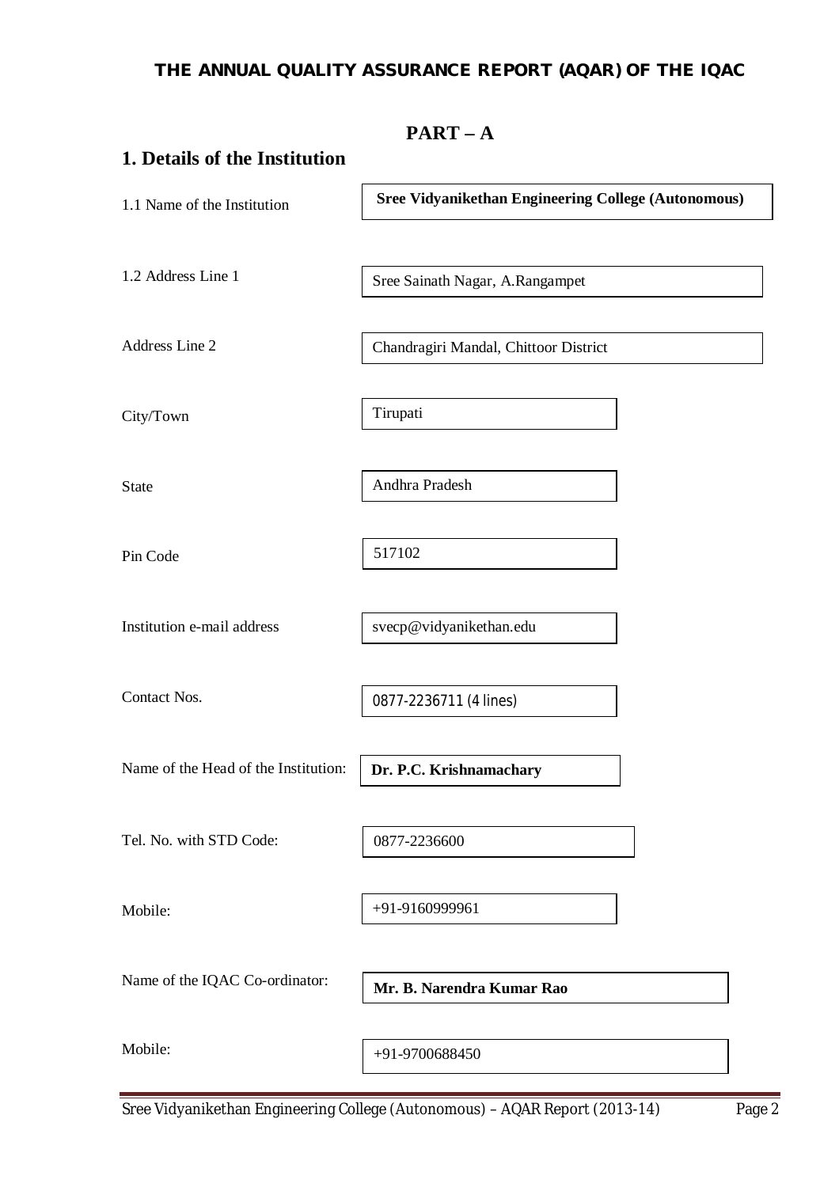# THE ANNUAL QUALITY ASSURANCE REPORT (AQAR) OF THE IQAC

## PART – A

### 1. Details of the Institution

| | |
|---|---|
| 1.1 Name of the Institution | **Sree Vidyanikethan Engineering College (Autonomous)** |
| 1.2 Address Line 1 | Sree Sainath Nagar, A.Rangampet |
| Address Line 2 | Chandragiri Mandal, Chittoor District |
| City/Town | Tirupati |
| State | Andhra Pradesh |
| Pin Code | 517102 |
| Institution e-mail address | svecp@vidyanikethan.edu |
| Contact Nos. | 0877-2236711 (4 lines) |
| Name of the Head of the Institution: | **Dr. P.C. Krishnamachary** |
| Tel. No. with STD Code: | 0877-2236600 |
| Mobile: | +91-9160999961 |
| Name of the IQAC Co-ordinator: | **Mr. B. Narendra Kumar Rao** |
| Mobile: | +91-9700688450 |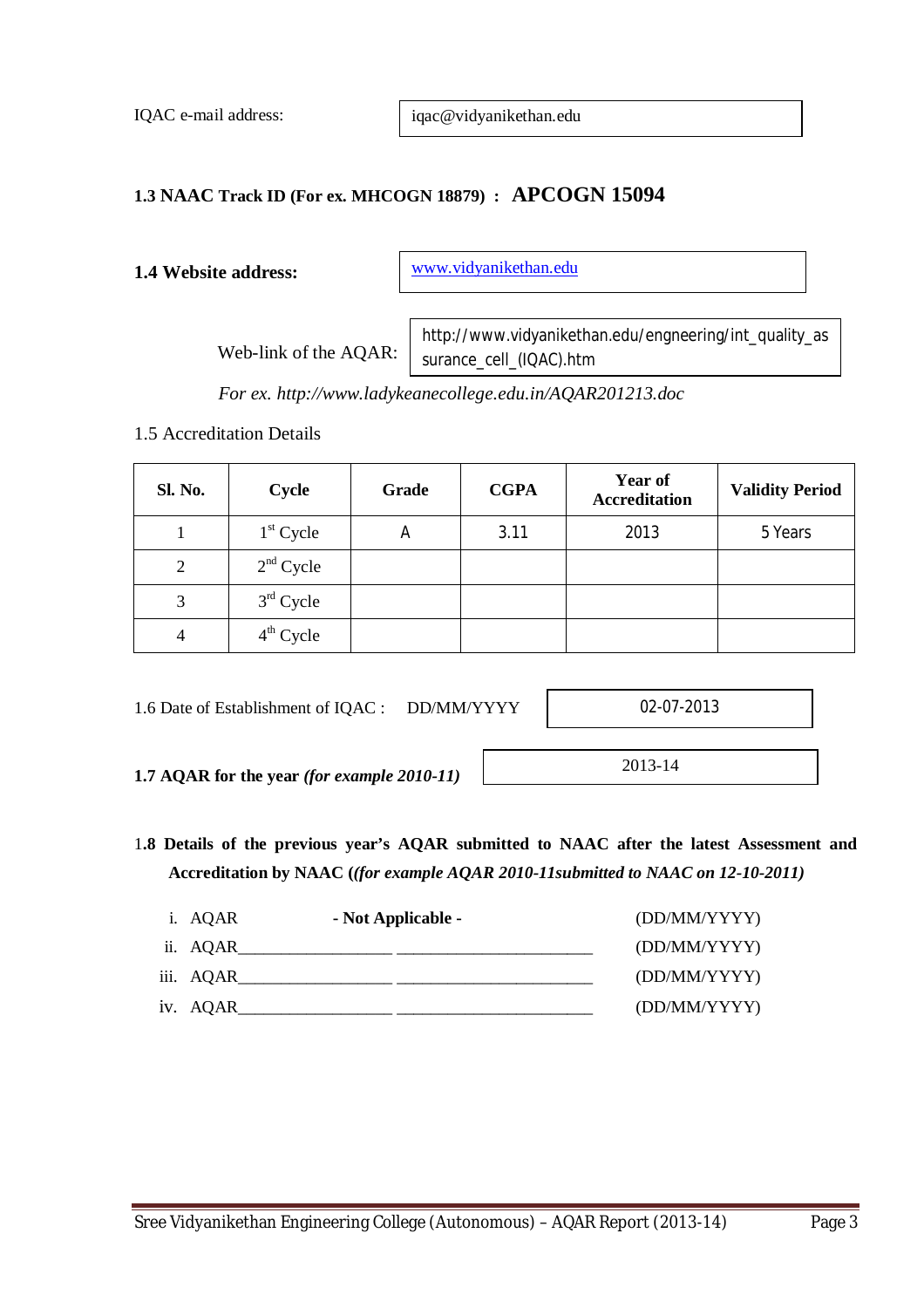IQAC e-mail address: iqac@vidyanikethan.edu

**1.3 NAAC Track ID (For ex. MHCOGN 18879) : APCOGN 15094**

**1.4 Website address:** www.vidyanikethan.edu

Web-link of the AQAR: http://www.vidyanikethan.edu/engneering/int_quality_assurance_cell_(IQAC).htm

*For ex. http://www.ladykeanecollege.edu.in/AQAR201213.doc*

1.5 Accreditation Details

| Sl. No. | Cycle | Grade | CGPA | Year of Accreditation | Validity Period |
|---|---|---|---|---|---|
| 1 | 1st Cycle | A | 3.11 | 2013 | 5 Years |
| 2 | 2nd Cycle | | | | |
| 3 | 3rd Cycle | | | | |
| 4 | 4th Cycle | | | | |

1.6 Date of Establishment of IQAC : DD/MM/YYYY 02-07-2013

**1.7 AQAR for the year *(for example 2010-11)*** 2013-14

**1.8 Details of the previous year's AQAR submitted to NAAC after the latest Assessment and Accreditation by NAAC (*(for example AQAR 2010-11submitted to NAAC on 12-10-2011)***

i. AQAR **- Not Applicable -** (DD/MM/YYYY)
ii. AQAR__________________ ________________________ (DD/MM/YYYY)
iii. AQAR__________________ ________________________ (DD/MM/YYYY)
iv. AQAR__________________ ________________________ (DD/MM/YYYY)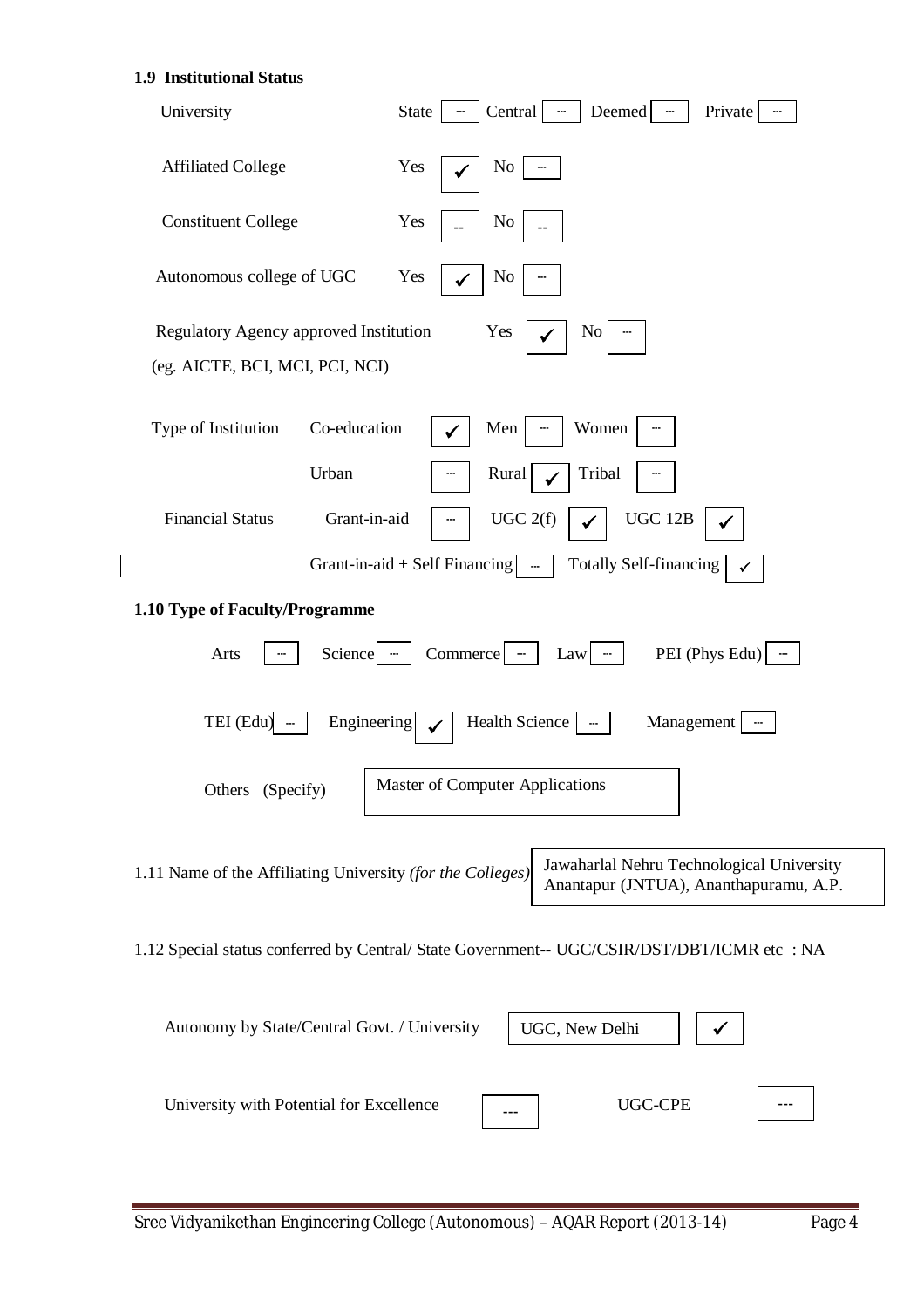**1.9 Institutional Status**

| | | | | | | | | |
|---|---|---|---|---|---|---|---|---|
| University | State | --- | Central | --- | Deemed | --- | Private | --- |
| Affiliated College | Yes | ✓ | No | --- | | | | |
| Constituent College | Yes | -- | No | -- | | | | |
| Autonomous college of UGC | Yes | ✓ | No | --- | | | | |
| Regulatory Agency approved Institution (eg. AICTE, BCI, MCI, PCI, NCI) | Yes | ✓ | No | --- | | | | |

| | | | | | | |
|---|---|---|---|---|---|---|
| Type of Institution | Co-education | ✓ | Men | --- | Women | --- |
| | Urban | --- | Rural | ✓ | Tribal | --- |
| Financial Status | Grant-in-aid | --- | UGC 2(f) | ✓ | UGC 12B | ✓ |
| | Grant-in-aid + Self Financing | --- | Totally Self-financing | ✓ | | |

**1.10 Type of Faculty/Programme**

| | | | | | | | | | |
|---|---|---|---|---|---|---|---|---|---|
| Arts | --- | Science | --- | Commerce | --- | Law | --- | PEI (Phys Edu) | --- |
| TEI (Edu) | --- | Engineering | ✓ | Health Science | --- | Management | --- | | |

Others (Specify): Master of Computer Applications

1.11 Name of the Affiliating University *(for the Colleges)*: Jawaharlal Nehru Technological University Anantapur (JNTUA), Ananthapuramu, A.P.

1.12 Special status conferred by Central/ State Government-- UGC/CSIR/DST/DBT/ICMR etc : NA

| | | |
|---|---|---|
| Autonomy by State/Central Govt. / University | UGC, New Delhi | ✓ |
| University with Potential for Excellence | --- | |
| UGC-CPE | --- | |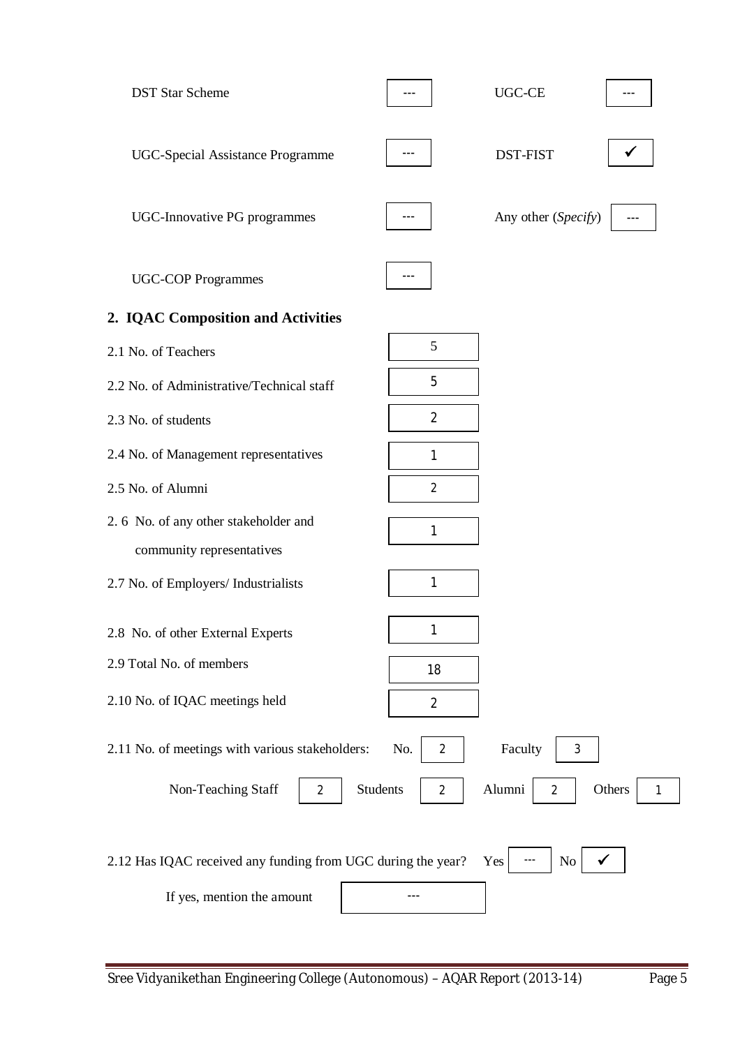| | | | |
|---|---|---|---|
| DST Star Scheme | --- | UGC-CE | --- |
| UGC-Special Assistance Programme | --- | DST-FIST | ✓ |
| UGC-Innovative PG programmes | --- | Any other (*Specify*) | --- |
| UGC-COP Programmes | --- | | |

## 2. IQAC Composition and Activities

| | |
|---|---|
| 2.1 No. of Teachers | 5 |
| 2.2 No. of Administrative/Technical staff | 5 |
| 2.3 No. of students | 2 |
| 2.4 No. of Management representatives | 1 |
| 2.5 No. of Alumni | 2 |
| 2.6 No. of any other stakeholder and community representatives | 1 |
| 2.7 No. of Employers/ Industrialists | 1 |
| 2.8 No. of other External Experts | 1 |
| 2.9 Total No. of members | 18 |
| 2.10 No. of IQAC meetings held | 2 |

2.11 No. of meetings with various stakeholders: No. 2 Faculty 3

Non-Teaching Staff 2 Students 2 Alumni 2 Others 1

2.12 Has IQAC received any funding from UGC during the year? Yes --- No ✓

If yes, mention the amount ---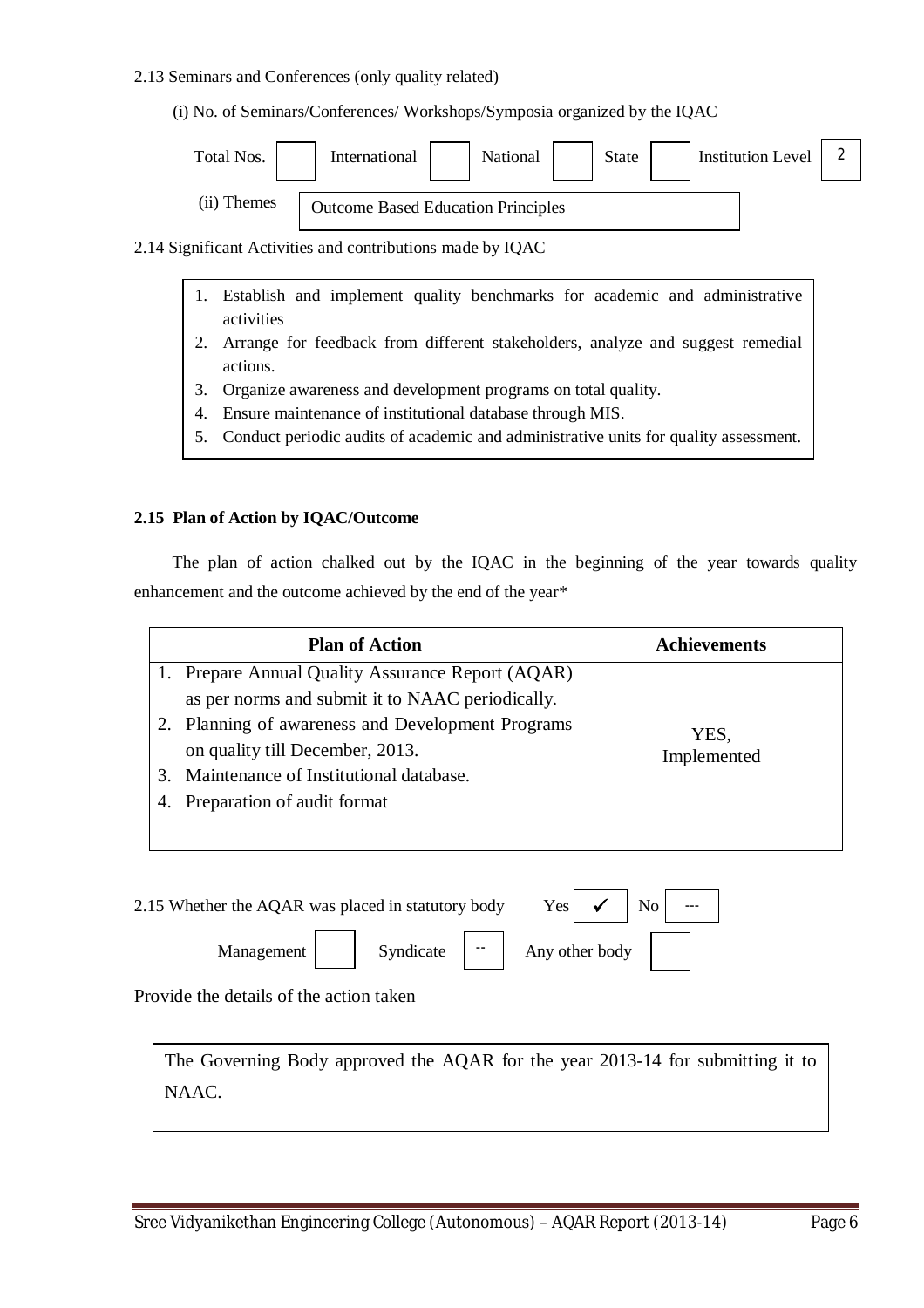2.13 Seminars and Conferences (only quality related)

(i) No. of Seminars/Conferences/ Workshops/Symposia organized by the IQAC

| Total Nos. | | International | | National | | State | | Institution Level | 2 |
|---|---|---|---|---|---|---|---|---|---|

(ii) Themes: Outcome Based Education Principles

2.14 Significant Activities and contributions made by IQAC

1. Establish and implement quality benchmarks for academic and administrative activities
2. Arrange for feedback from different stakeholders, analyze and suggest remedial actions.
3. Organize awareness and development programs on total quality.
4. Ensure maintenance of institutional database through MIS.
5. Conduct periodic audits of academic and administrative units for quality assessment.

**2.15 Plan of Action by IQAC/Outcome**

The plan of action chalked out by the IQAC in the beginning of the year towards quality enhancement and the outcome achieved by the end of the year*

| Plan of Action | Achievements |
|---|---|
| 1. Prepare Annual Quality Assurance Report (AQAR) as per norms and submit it to NAAC periodically.<br>2. Planning of awareness and Development Programs on quality till December, 2013.<br>3. Maintenance of Institutional database.<br>4. Preparation of audit format | YES, Implemented |

2.15 Whether the AQAR was placed in statutory body Yes ✓ No ---

Management [ ] Syndicate -- Any other body [ ]

Provide the details of the action taken

The Governing Body approved the AQAR for the year 2013-14 for submitting it to NAAC.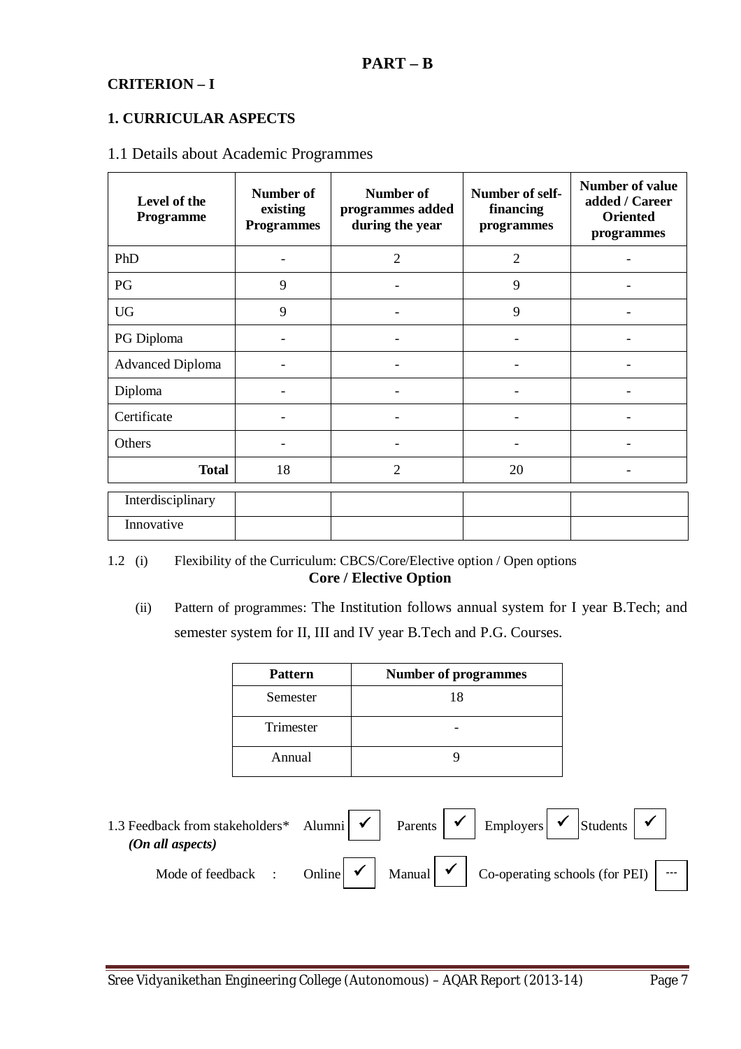## PART – B

**CRITERION – I**

**1. CURRICULAR ASPECTS**

1.1 Details about Academic Programmes

| Level of the Programme | Number of existing Programmes | Number of programmes added during the year | Number of self-financing programmes | Number of value added / Career Oriented programmes |
|---|---|---|---|---|
| PhD | - | 2 | 2 | - |
| PG | 9 | - | 9 | - |
| UG | 9 | - | 9 | - |
| PG Diploma | - | - | - | - |
| Advanced Diploma | - | - | - | - |
| Diploma | - | - | - | - |
| Certificate | - | - | - | - |
| Others | - | - | - | - |
| **Total** | 18 | 2 | 20 | - |
| Interdisciplinary | | | | |
| Innovative | | | | |

1.2 (i) Flexibility of the Curriculum: CBCS/Core/Elective option / Open options

**Core / Elective Option**

(ii) Pattern of programmes: The Institution follows annual system for I year B.Tech; and semester system for II, III and IV year B.Tech and P.G. Courses.

| Pattern | Number of programmes |
|---|---|
| Semester | 18 |
| Trimester | - |
| Annual | 9 |

1.3 Feedback from stakeholders* Alumni ✓ Parents ✓ Employers ✓ Students ✓
*(On all aspects)*

Mode of feedback : Online ✓ Manual ✓ Co-operating schools (for PEI) ---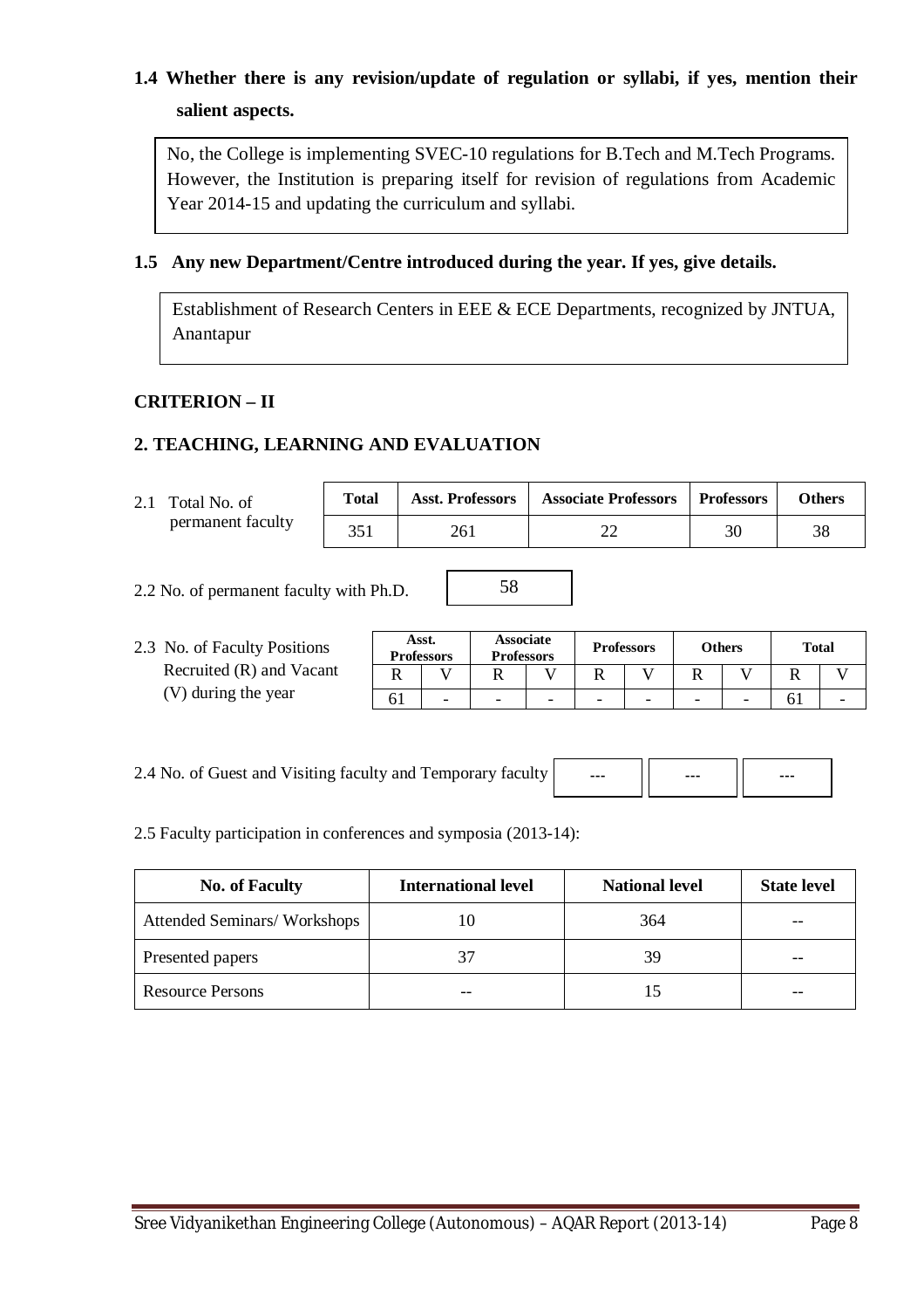## 1.4 Whether there is any revision/update of regulation or syllabi, if yes, mention their salient aspects.

No, the College is implementing SVEC-10 regulations for B.Tech and M.Tech Programs. However, the Institution is preparing itself for revision of regulations from Academic Year 2014-15 and updating the curriculum and syllabi.

## 1.5 Any new Department/Centre introduced during the year. If yes, give details.

Establishment of Research Centers in EEE & ECE Departments, recognized by JNTUA, Anantapur

## CRITERION – II

## 2. TEACHING, LEARNING AND EVALUATION

2.1 Total No. of permanent faculty

| Total | Asst. Professors | Associate Professors | Professors | Others |
|---|---|---|---|---|
| 351 | 261 | 22 | 30 | 38 |

2.2 No. of permanent faculty with Ph.D.

| 58 |
|---|

2.3 No. of Faculty Positions Recruited (R) and Vacant (V) during the year

| Asst. Professors | | Associate Professors | | Professors | | Others | | Total | |
|---|---|---|---|---|---|---|---|---|---|
| R | V | R | V | R | V | R | V | R | V |
| 61 | - | - | - | - | - | - | - | 61 | - |

2.4 No. of Guest and Visiting faculty and Temporary faculty

| --- | --- | --- |
|---|---|---|

2.5 Faculty participation in conferences and symposia (2013-14):

| No. of Faculty | International level | National level | State level |
|---|---|---|---|
| Attended Seminars/ Workshops | 10 | 364 | -- |
| Presented papers | 37 | 39 | -- |
| Resource Persons | -- | 15 | -- |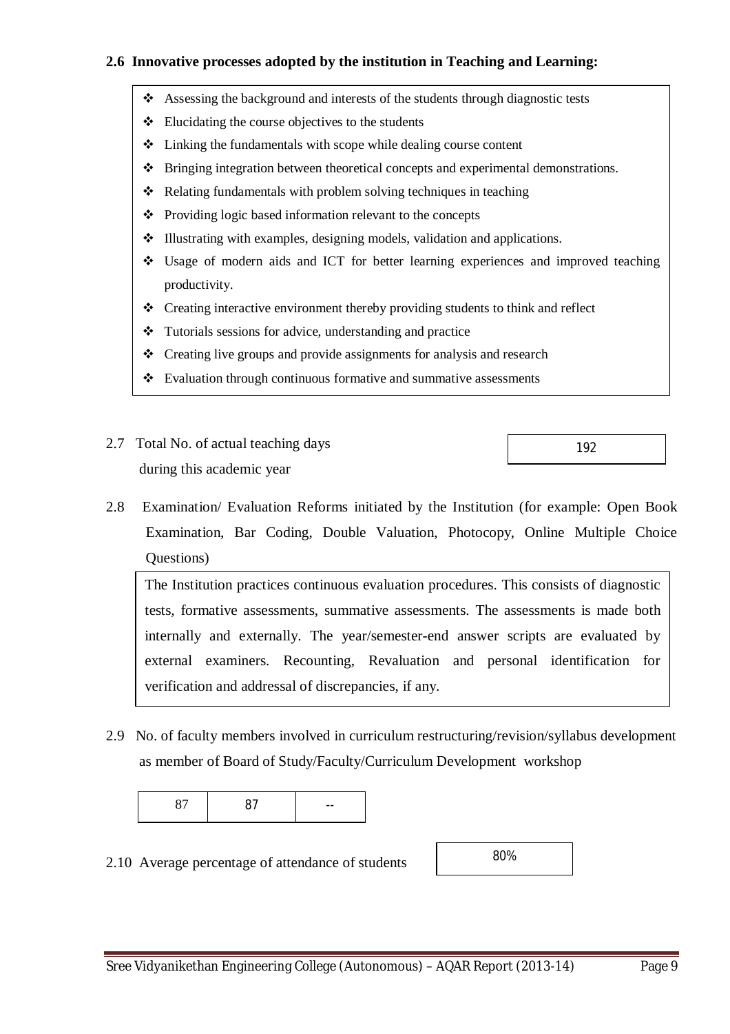**2.6 Innovative processes adopted by the institution in Teaching and Learning:**

- ❖ Assessing the background and interests of the students through diagnostic tests
- ❖ Elucidating the course objectives to the students
- ❖ Linking the fundamentals with scope while dealing course content
- ❖ Bringing integration between theoretical concepts and experimental demonstrations.
- ❖ Relating fundamentals with problem solving techniques in teaching
- ❖ Providing logic based information relevant to the concepts
- ❖ Illustrating with examples, designing models, validation and applications.
- ❖ Usage of modern aids and ICT for better learning experiences and improved teaching productivity.
- ❖ Creating interactive environment thereby providing students to think and reflect
- ❖ Tutorials sessions for advice, understanding and practice
- ❖ Creating live groups and provide assignments for analysis and research
- ❖ Evaluation through continuous formative and summative assessments

2.7 Total No. of actual teaching days during this academic year

| 192 |
|---|

2.8 Examination/ Evaluation Reforms initiated by the Institution (for example: Open Book Examination, Bar Coding, Double Valuation, Photocopy, Online Multiple Choice Questions)

The Institution practices continuous evaluation procedures. This consists of diagnostic tests, formative assessments, summative assessments. The assessments is made both internally and externally. The year/semester-end answer scripts are evaluated by external examiners. Recounting, Revaluation and personal identification for verification and addressal of discrepancies, if any.

2.9 No. of faculty members involved in curriculum restructuring/revision/syllabus development as member of Board of Study/Faculty/Curriculum Development workshop

| 87 | 87 | -- |
|---|---|---|

2.10 Average percentage of attendance of students

| 80% |
|---|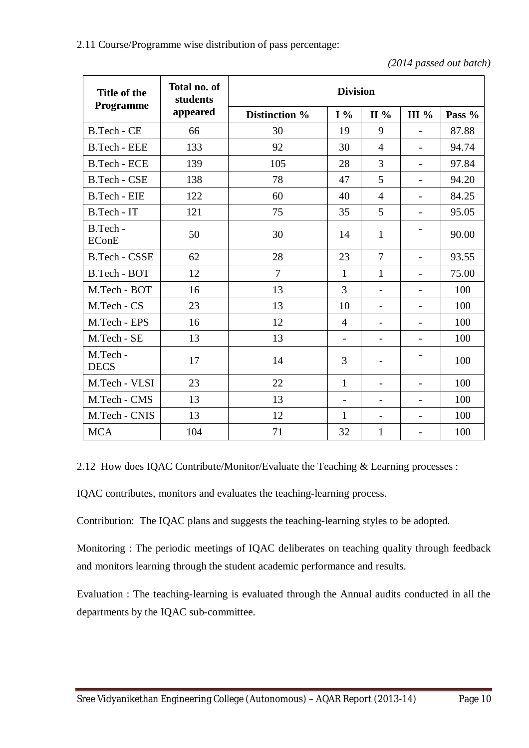2.11 Course/Programme wise distribution of pass percentage:

*(2014 passed out batch)*

| Title of the Programme | Total no. of students appeared | Division | | | | |
|---|---|---|---|---|---|---|
| | | Distinction % | I % | II % | III % | Pass % |
| B.Tech - CE | 66 | 30 | 19 | 9 | - | 87.88 |
| B.Tech - EEE | 133 | 92 | 30 | 4 | - | 94.74 |
| B.Tech - ECE | 139 | 105 | 28 | 3 | - | 97.84 |
| B.Tech - CSE | 138 | 78 | 47 | 5 | - | 94.20 |
| B.Tech - EIE | 122 | 60 | 40 | 4 | - | 84.25 |
| B.Tech - IT | 121 | 75 | 35 | 5 | - | 95.05 |
| B.Tech - EConE | 50 | 30 | 14 | 1 | - | 90.00 |
| B.Tech - CSSE | 62 | 28 | 23 | 7 | - | 93.55 |
| B.Tech - BOT | 12 | 7 | 1 | 1 | - | 75.00 |
| M.Tech - BOT | 16 | 13 | 3 | - | - | 100 |
| M.Tech - CS | 23 | 13 | 10 | - | - | 100 |
| M.Tech - EPS | 16 | 12 | 4 | - | - | 100 |
| M.Tech - SE | 13 | 13 | - | - | - | 100 |
| M.Tech - DECS | 17 | 14 | 3 | - | - | 100 |
| M.Tech - VLSI | 23 | 22 | 1 | - | - | 100 |
| M.Tech - CMS | 13 | 13 | - | - | - | 100 |
| M.Tech - CNIS | 13 | 12 | 1 | - | - | 100 |
| MCA | 104 | 71 | 32 | 1 | - | 100 |

2.12 How does IQAC Contribute/Monitor/Evaluate the Teaching & Learning processes :

IQAC contributes, monitors and evaluates the teaching-learning process.

Contribution: The IQAC plans and suggests the teaching-learning styles to be adopted.

Monitoring : The periodic meetings of IQAC deliberates on teaching quality through feedback and monitors learning through the student academic performance and results.

Evaluation : The teaching-learning is evaluated through the Annual audits conducted in all the departments by the IQAC sub-committee.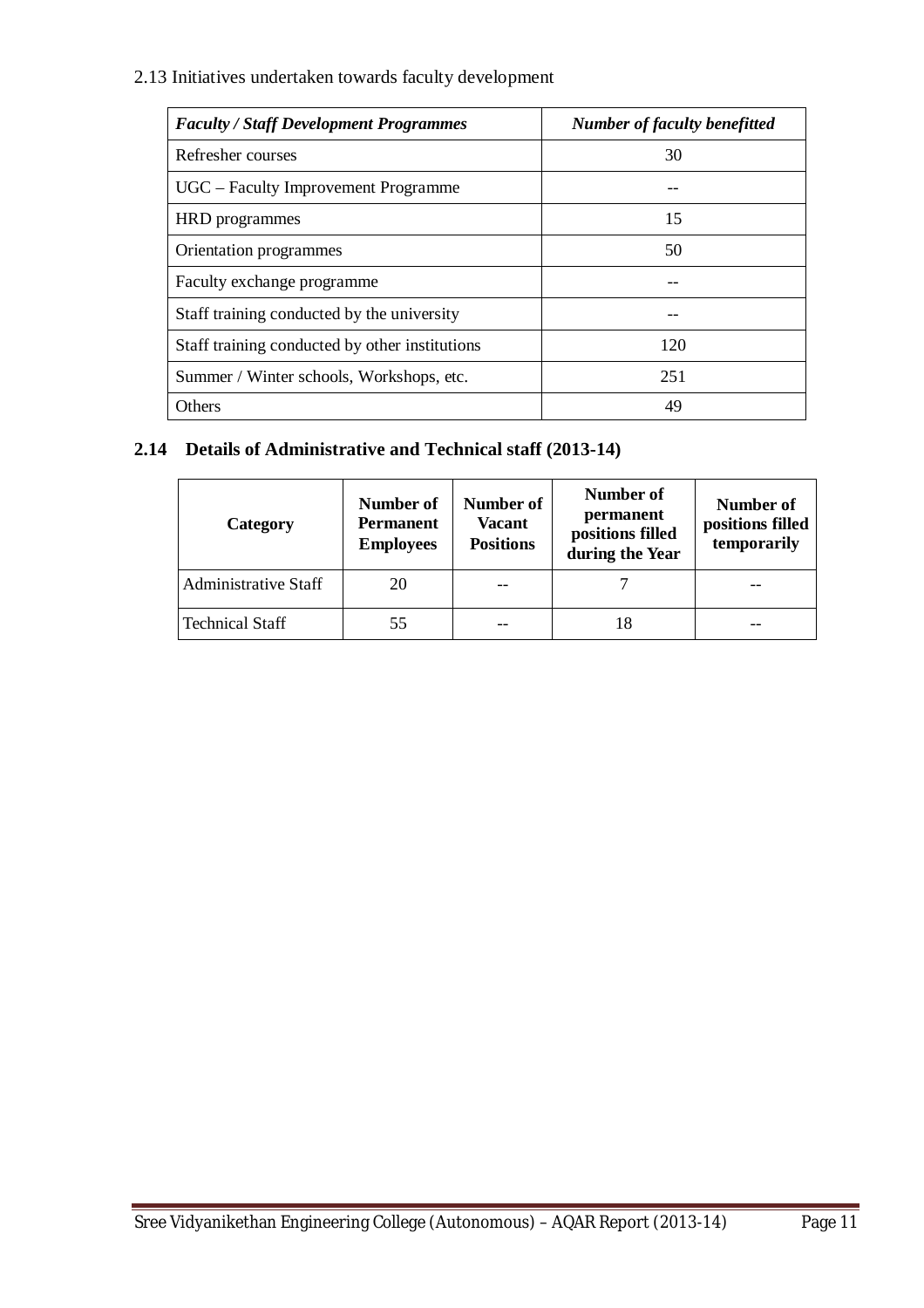2.13 Initiatives undertaken towards faculty development

| ***Faculty / Staff Development Programmes*** | ***Number of faculty benefitted*** |
| --- | --- |
| Refresher courses | 30 |
| UGC – Faculty Improvement Programme | -- |
| HRD programmes | 15 |
| Orientation programmes | 50 |
| Faculty exchange programme | -- |
| Staff training conducted by the university | -- |
| Staff training conducted by other institutions | 120 |
| Summer / Winter schools, Workshops, etc. | 251 |
| Others | 49 |

**2.14 Details of Administrative and Technical staff (2013-14)**

| **Category** | **Number of Permanent Employees** | **Number of Vacant Positions** | **Number of permanent positions filled during the Year** | **Number of positions filled temporarily** |
| --- | --- | --- | --- | --- |
| Administrative Staff | 20 | -- | 7 | -- |
| Technical Staff | 55 | -- | 18 | -- |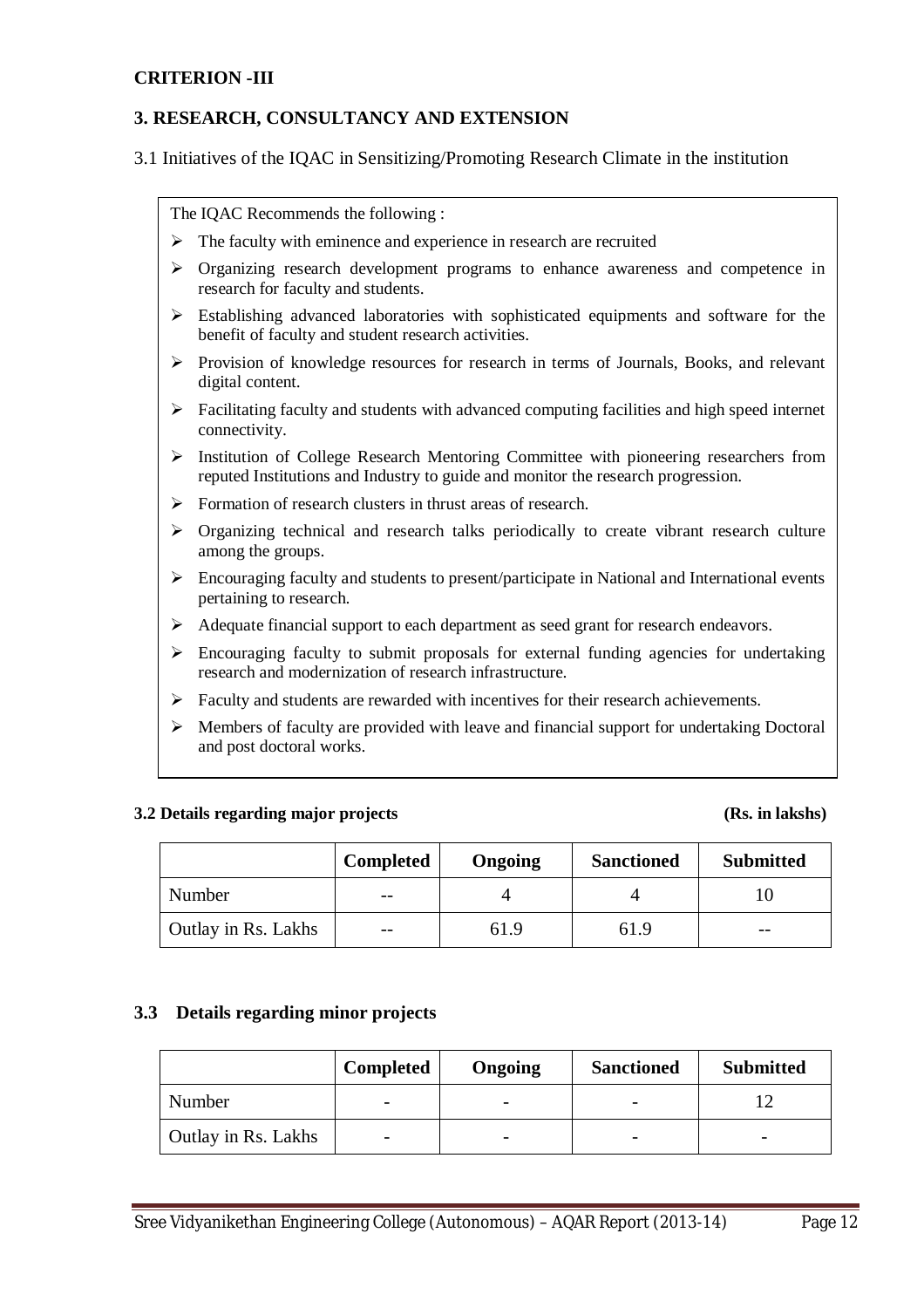**CRITERION -III**

## 3. RESEARCH, CONSULTANCY AND EXTENSION

3.1 Initiatives of the IQAC in Sensitizing/Promoting Research Climate in the institution

The IQAC Recommends the following :

- The faculty with eminence and experience in research are recruited
- Organizing research development programs to enhance awareness and competence in research for faculty and students.
- Establishing advanced laboratories with sophisticated equipments and software for the benefit of faculty and student research activities.
- Provision of knowledge resources for research in terms of Journals, Books, and relevant digital content.
- Facilitating faculty and students with advanced computing facilities and high speed internet connectivity.
- Institution of College Research Mentoring Committee with pioneering researchers from reputed Institutions and Industry to guide and monitor the research progression.
- Formation of research clusters in thrust areas of research.
- Organizing technical and research talks periodically to create vibrant research culture among the groups.
- Encouraging faculty and students to present/participate in National and International events pertaining to research.
- Adequate financial support to each department as seed grant for research endeavors.
- Encouraging faculty to submit proposals for external funding agencies for undertaking research and modernization of research infrastructure.
- Faculty and students are rewarded with incentives for their research achievements.
- Members of faculty are provided with leave and financial support for undertaking Doctoral and post doctoral works.

**3.2 Details regarding major projects** **(Rs. in lakshs)**

| | Completed | Ongoing | Sanctioned | Submitted |
|---|---|---|---|---|
| Number | -- | 4 | 4 | 10 |
| Outlay in Rs. Lakhs | -- | 61.9 | 61.9 | -- |

### 3.3 Details regarding minor projects

| | Completed | Ongoing | Sanctioned | Submitted |
|---|---|---|---|---|
| Number | - | - | - | 12 |
| Outlay in Rs. Lakhs | - | - | - | - |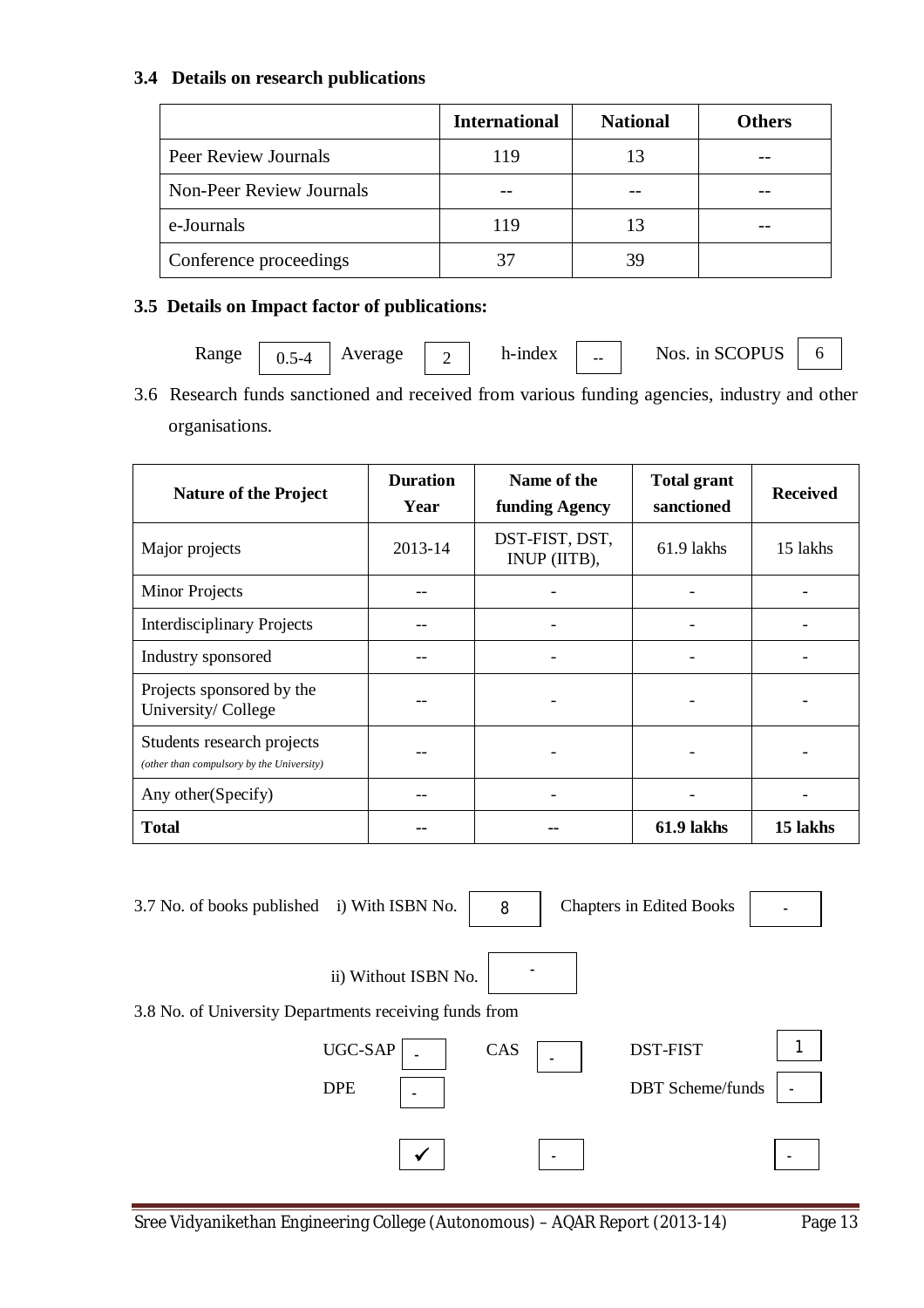**3.4 Details on research publications**

| | International | National | Others |
|---|---|---|---|
| Peer Review Journals | 119 | 13 | -- |
| Non-Peer Review Journals | -- | -- | -- |
| e-Journals | 119 | 13 | -- |
| Conference proceedings | 37 | 39 | |

**3.5 Details on Impact factor of publications:**

Range: 0.5-4 | Average: 2 | h-index: -- | Nos. in SCOPUS: 6

3.6 Research funds sanctioned and received from various funding agencies, industry and other organisations.

| Nature of the Project | Duration Year | Name of the funding Agency | Total grant sanctioned | Received |
|---|---|---|---|---|
| Major projects | 2013-14 | DST-FIST, DST, INUP (IITB), | 61.9 lakhs | 15 lakhs |
| Minor Projects | -- | - | - | - |
| Interdisciplinary Projects | -- | - | - | - |
| Industry sponsored | -- | - | - | - |
| Projects sponsored by the University/ College | -- | - | - | - |
| Students research projects *(other than compulsory by the University)* | -- | - | - | - |
| Any other(Specify) | -- | - | - | - |
| **Total** | **--** | **--** | **61.9 lakhs** | **15 lakhs** |

3.7 No. of books published i) With ISBN No. 8 Chapters in Edited Books -

ii) Without ISBN No. -

3.8 No. of University Departments receiving funds from

UGC-SAP - CAS - DST-FIST 1

DPE - DBT Scheme/funds -

✓ - -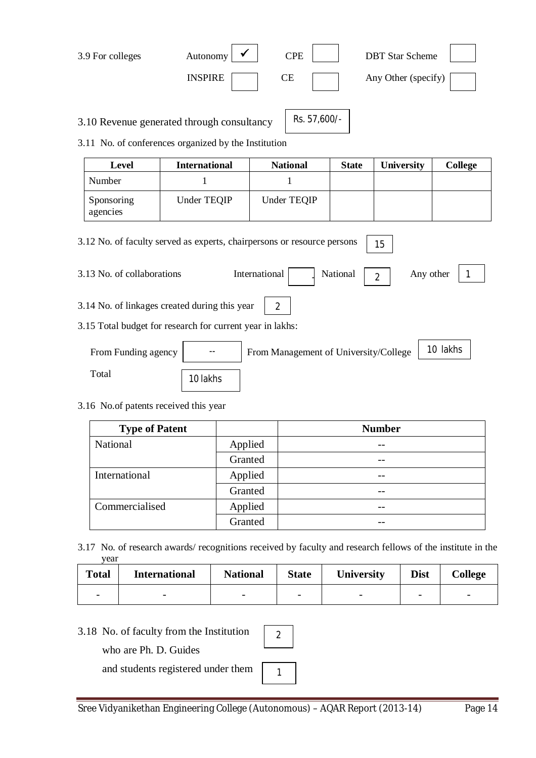3.9 For colleges

| | | | | | |
|---|---|---|---|---|---|
| Autonomy | ✓ | CPE | | DBT Star Scheme | |
| INSPIRE | | CE | | Any Other (specify) | |

3.10 Revenue generated through consultancy: Rs. 57,600/-

3.11 No. of conferences organized by the Institution

| Level | International | National | State | University | College |
|---|---|---|---|---|---|
| Number | 1 | 1 | | | |
| Sponsoring agencies | Under TEQIP | Under TEQIP | | | |

3.12 No. of faculty served as experts, chairpersons or resource persons: 15

3.13 No. of collaborations: International: - National: 2 Any other: 1

3.14 No. of linkages created during this year: 2

3.15 Total budget for research for current year in lakhs:

From Funding agency: -- From Management of University/College: 10 lakhs

Total: 10 lakhs

3.16 No.of patents received this year

| Type of Patent | | Number |
|---|---|---|
| National | Applied | -- |
| | Granted | -- |
| International | Applied | -- |
| | Granted | -- |
| Commercialised | Applied | -- |
| | Granted | -- |

3.17 No. of research awards/ recognitions received by faculty and research fellows of the institute in the year

| Total | International | National | State | University | Dist | College |
|---|---|---|---|---|---|---|
| - | - | - | - | - | - | - |

3.18 No. of faculty from the Institution who are Ph. D. Guides: 2

and students registered under them: 1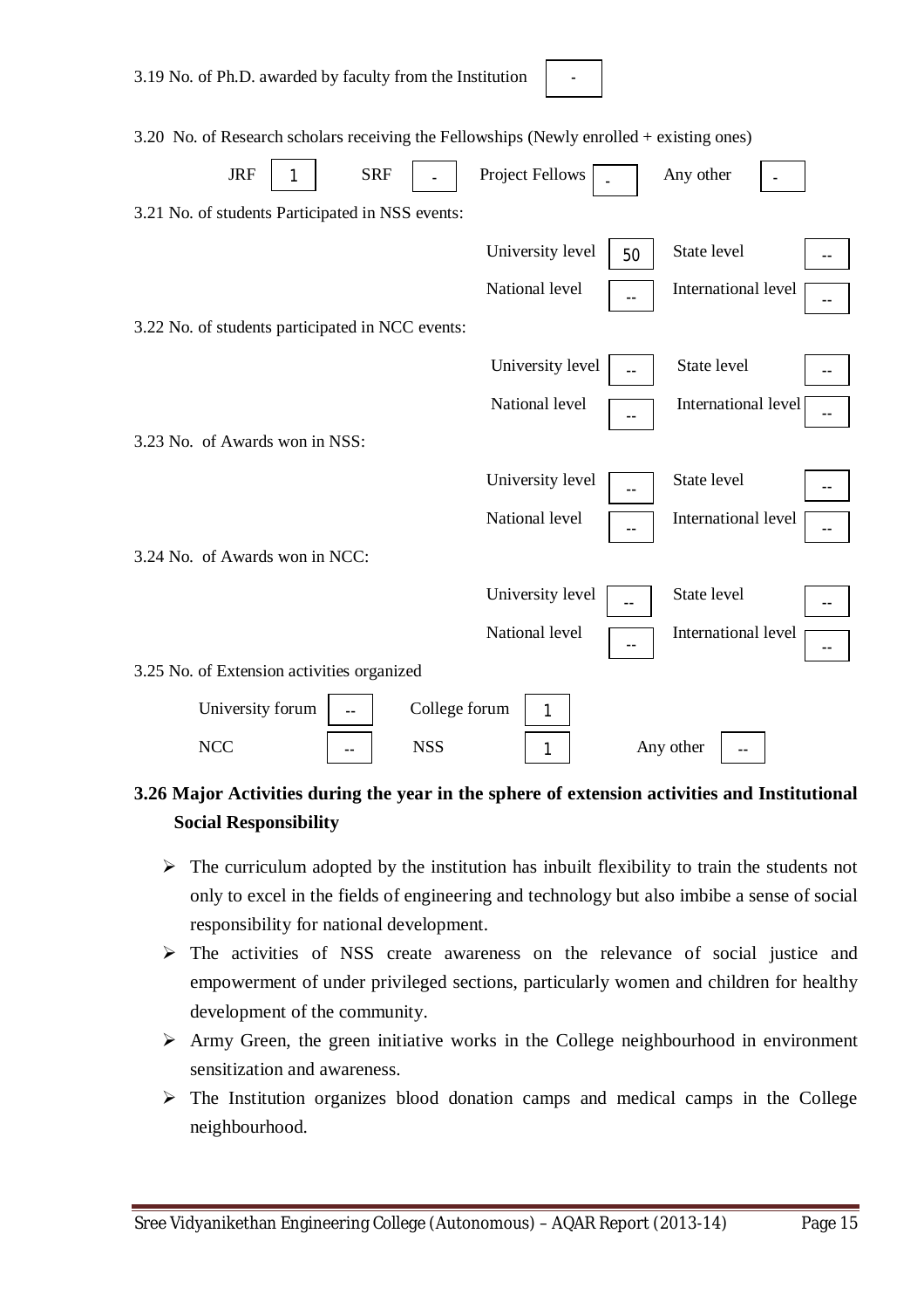3.19 No. of Ph.D. awarded by faculty from the Institution: -

3.20 No. of Research scholars receiving the Fellowships (Newly enrolled + existing ones)

| JRF | SRF | Project Fellows | Any other |
|---|---|---|---|
| 1 | - | - | - |

3.21 No. of students Participated in NSS events:

| University level | State level | National level | International level |
|---|---|---|---|
| 50 | -- | -- | -- |

3.22 No. of students participated in NCC events:

| University level | State level | National level | International level |
|---|---|---|---|
| -- | -- | -- | -- |

3.23 No. of Awards won in NSS:

| University level | State level | National level | International level |
|---|---|---|---|
| -- | -- | -- | -- |

3.24 No. of Awards won in NCC:

| University level | State level | National level | International level |
|---|---|---|---|
| -- | -- | -- | -- |

3.25 No. of Extension activities organized

| University forum | College forum | NCC | NSS | Any other |
|---|---|---|---|---|
| -- | 1 | -- | 1 | -- |

### 3.26 Major Activities during the year in the sphere of extension activities and Institutional Social Responsibility

- The curriculum adopted by the institution has inbuilt flexibility to train the students not only to excel in the fields of engineering and technology but also imbibe a sense of social responsibility for national development.
- The activities of NSS create awareness on the relevance of social justice and empowerment of under privileged sections, particularly women and children for healthy development of the community.
- Army Green, the green initiative works in the College neighbourhood in environment sensitization and awareness.
- The Institution organizes blood donation camps and medical camps in the College neighbourhood.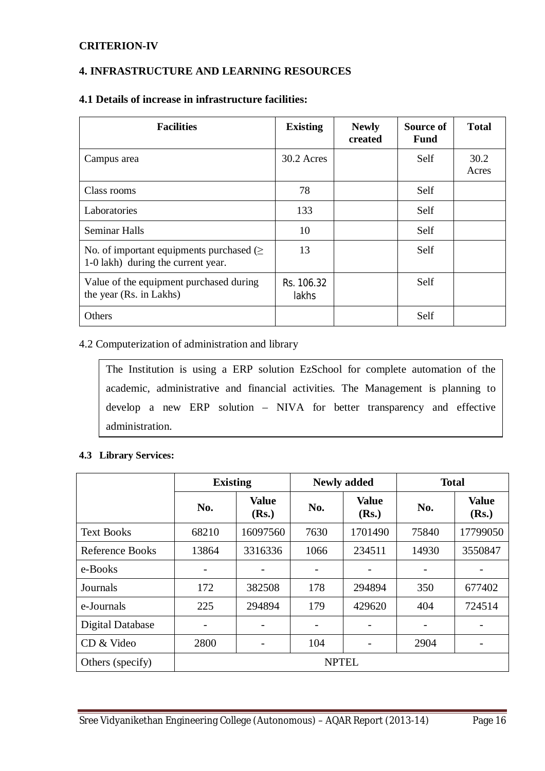**CRITERION-IV**

## 4. INFRASTRUCTURE AND LEARNING RESOURCES

### 4.1 Details of increase in infrastructure facilities:

| Facilities | Existing | Newly created | Source of Fund | Total |
|---|---|---|---|---|
| Campus area | 30.2 Acres | | Self | 30.2 Acres |
| Class rooms | 78 | | Self | |
| Laboratories | 133 | | Self | |
| Seminar Halls | 10 | | Self | |
| No. of important equipments purchased (≥ 1-0 lakh) during the current year. | 13 | | Self | |
| Value of the equipment purchased during the year (Rs. in Lakhs) | Rs. 106.32 lakhs | | Self | |
| Others | | | Self | |

4.2 Computerization of administration and library

The Institution is using a ERP solution EzSchool for complete automation of the academic, administrative and financial activities. The Management is planning to develop a new ERP solution – NIVA for better transparency and effective administration.

### 4.3 Library Services:

| | Existing | | Newly added | | Total | |
|---|---|---|---|---|---|---|
| | No. | Value (Rs.) | No. | Value (Rs.) | No. | Value (Rs.) |
| Text Books | 68210 | 16097560 | 7630 | 1701490 | 75840 | 17799050 |
| Reference Books | 13864 | 3316336 | 1066 | 234511 | 14930 | 3550847 |
| e-Books | - | - | - | - | - | - |
| Journals | 172 | 382508 | 178 | 294894 | 350 | 677402 |
| e-Journals | 225 | 294894 | 179 | 429620 | 404 | 724514 |
| Digital Database | - | - | - | - | - | - |
| CD & Video | 2800 | - | 104 | - | 2904 | - |
| Others (specify) | NPTEL | | | | | |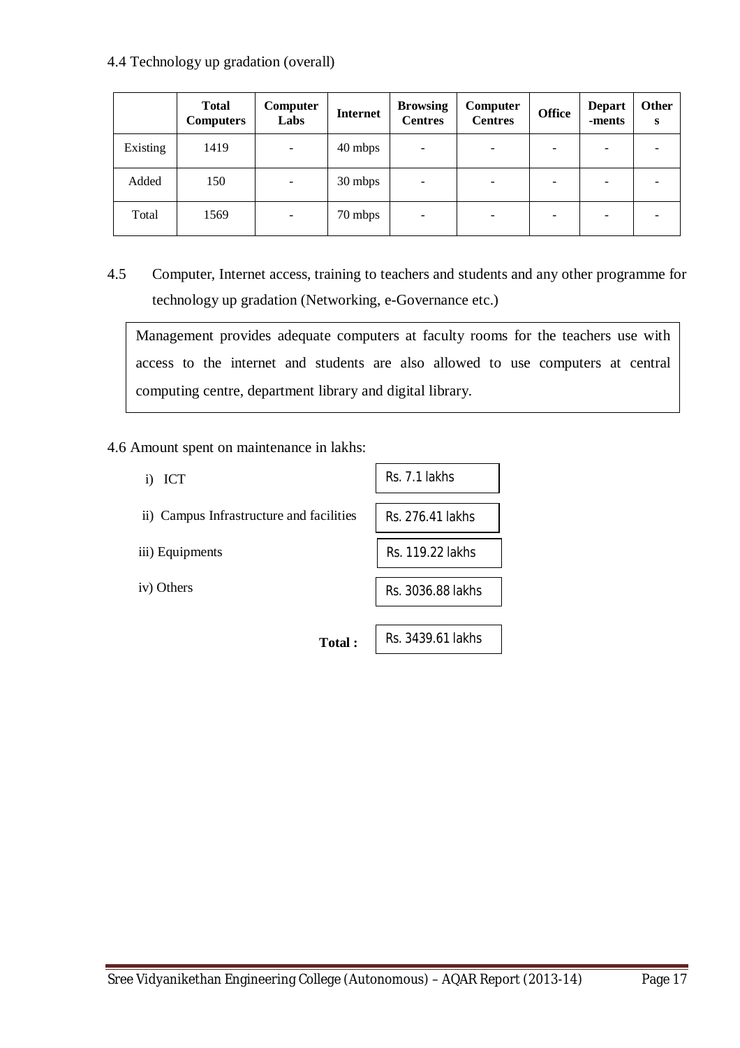4.4 Technology up gradation (overall)

| | Total Computers | Computer Labs | Internet | Browsing Centres | Computer Centres | Office | Depart-ments | Others |
|---|---|---|---|---|---|---|---|---|
| Existing | 1419 | - | 40 mbps | - | - | - | - | - |
| Added | 150 | - | 30 mbps | - | - | - | - | - |
| Total | 1569 | - | 70 mbps | - | - | - | - | - |

4.5 Computer, Internet access, training to teachers and students and any other programme for technology up gradation (Networking, e-Governance etc.)

Management provides adequate computers at faculty rooms for the teachers use with access to the internet and students are also allowed to use computers at central computing centre, department library and digital library.

4.6 Amount spent on maintenance in lakhs:

i) ICT — Rs. 7.1 lakhs

ii) Campus Infrastructure and facilities — Rs. 276.41 lakhs

iii) Equipments — Rs. 119.22 lakhs

iv) Others — Rs. 3036.88 lakhs

**Total :** Rs. 3439.61 lakhs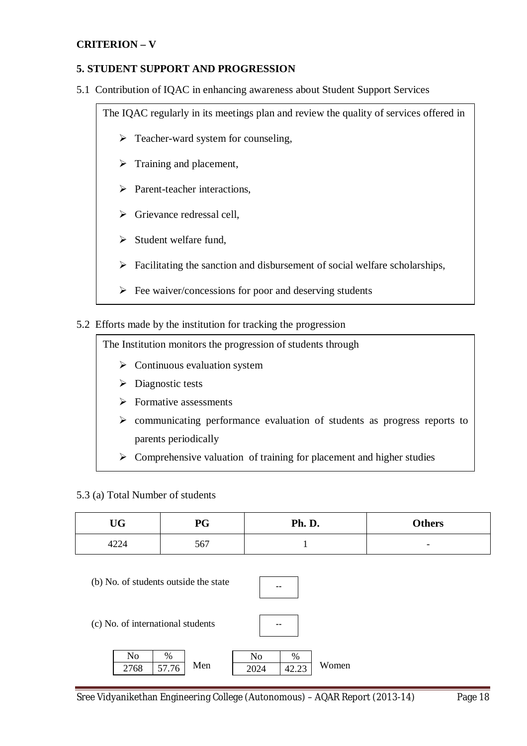**CRITERION – V**

## 5. STUDENT SUPPORT AND PROGRESSION

5.1 Contribution of IQAC in enhancing awareness about Student Support Services

The IQAC regularly in its meetings plan and review the quality of services offered in

- Teacher-ward system for counseling,
- Training and placement,
- Parent-teacher interactions,
- Grievance redressal cell,
- Student welfare fund,
- Facilitating the sanction and disbursement of social welfare scholarships,
- Fee waiver/concessions for poor and deserving students

5.2 Efforts made by the institution for tracking the progression

The Institution monitors the progression of students through

- Continuous evaluation system
- Diagnostic tests
- Formative assessments
- communicating performance evaluation of students as progress reports to parents periodically
- Comprehensive valuation of training for placement and higher studies

5.3 (a) Total Number of students

| UG | PG | Ph. D. | Others |
|---|---|---|---|
| 4224 | 567 | 1 | - |

(b) No. of students outside the state: --

(c) No. of international students: --

| | No | % |
|---|---|---|
| Men | 2768 | 57.76 |
| Women | 2024 | 42.23 |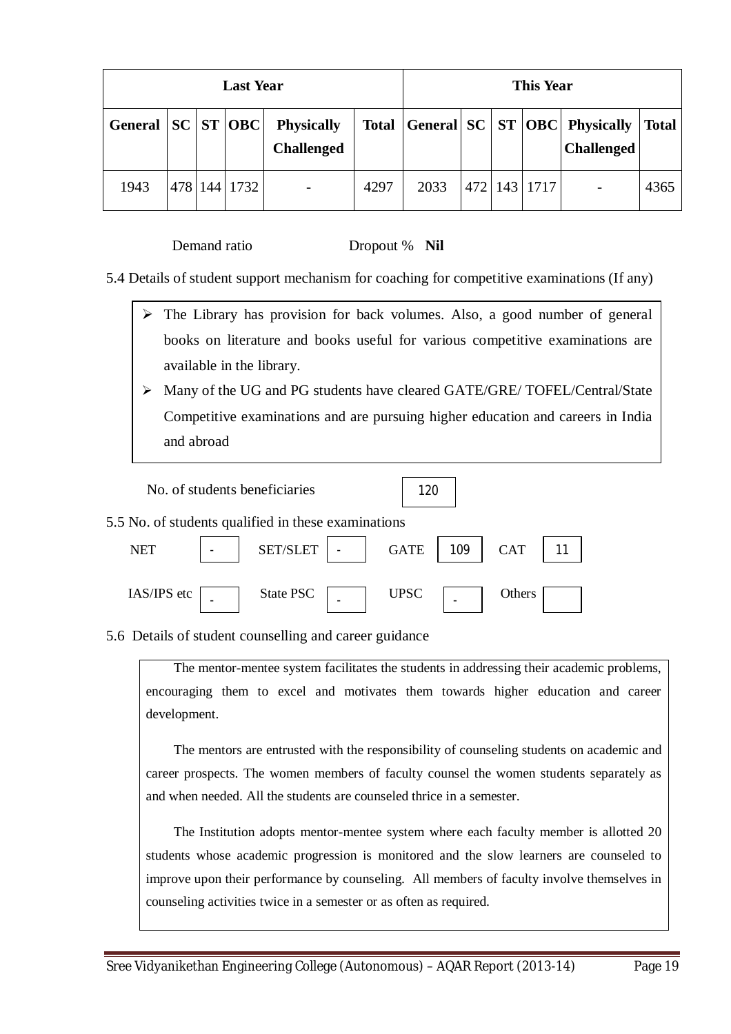| Last Year | | | | | | This Year | | | | | |
|---|---|---|---|---|---|---|---|---|---|---|---|
| **General** | **SC** | **ST** | **OBC** | **Physically Challenged** | **Total** | **General** | **SC** | **ST** | **OBC** | **Physically Challenged** | **Total** |
| 1943 | 478 | 144 | 1732 | - | 4297 | 2033 | 472 | 143 | 1717 | - | 4365 |

Demand ratio Dropout % **Nil**

5.4 Details of student support mechanism for coaching for competitive examinations (If any)

- The Library has provision for back volumes. Also, a good number of general books on literature and books useful for various competitive examinations are available in the library.
- Many of the UG and PG students have cleared GATE/GRE/ TOFEL/Central/State Competitive examinations and are pursuing higher education and careers in India and abroad

No. of students beneficiaries: 120

5.5 No. of students qualified in these examinations

| NET | - | SET/SLET | - | GATE | 109 | CAT | 11 |
|---|---|---|---|---|---|---|---|
| IAS/IPS etc | - | State PSC | - | UPSC | - | Others | |

5.6 Details of student counselling and career guidance

The mentor-mentee system facilitates the students in addressing their academic problems, encouraging them to excel and motivates them towards higher education and career development.

The mentors are entrusted with the responsibility of counseling students on academic and career prospects. The women members of faculty counsel the women students separately as and when needed. All the students are counseled thrice in a semester.

The Institution adopts mentor-mentee system where each faculty member is allotted 20 students whose academic progression is monitored and the slow learners are counseled to improve upon their performance by counseling. All members of faculty involve themselves in counseling activities twice in a semester or as often as required.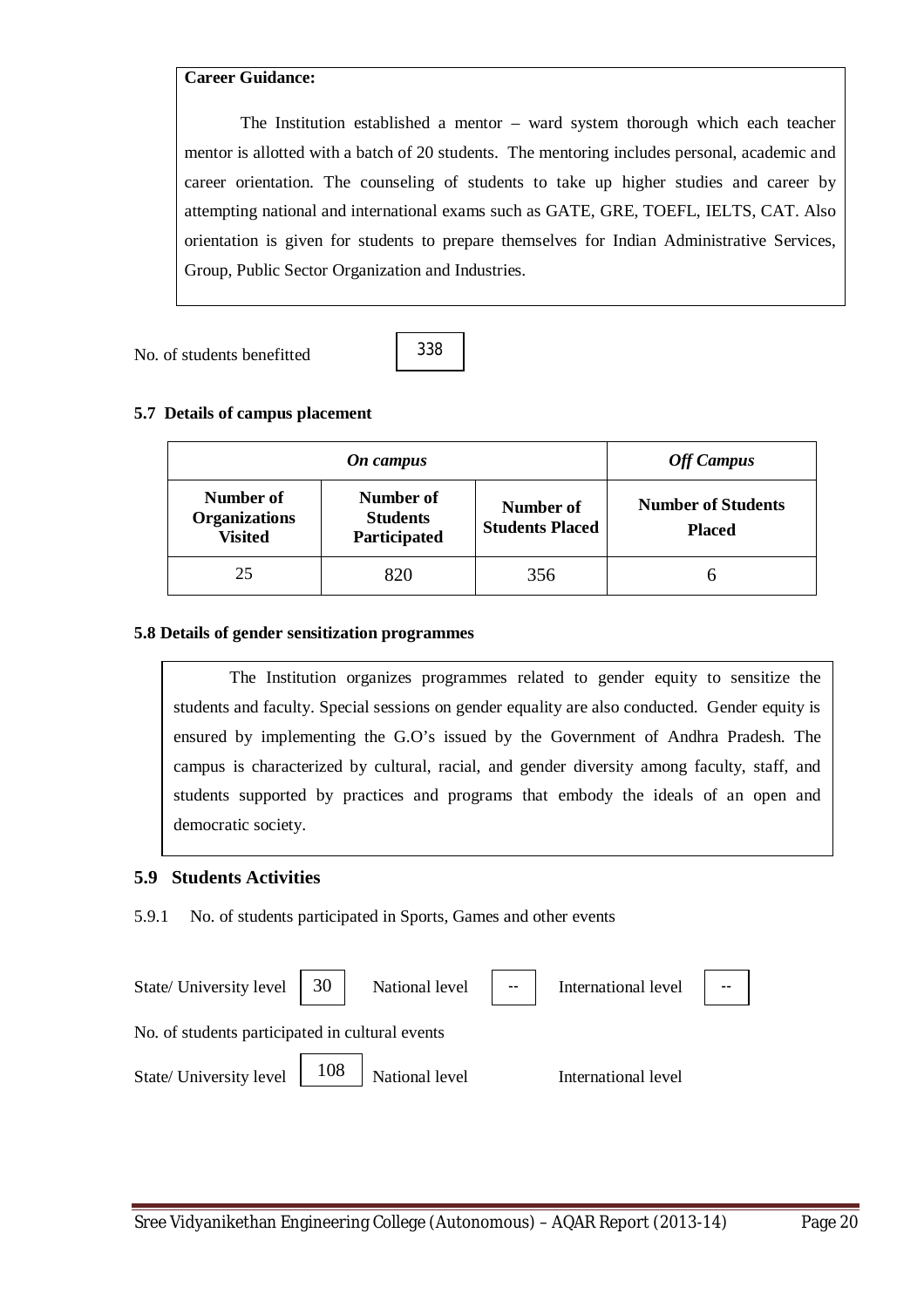**Career Guidance:**

The Institution established a mentor – ward system thorough which each teacher mentor is allotted with a batch of 20 students. The mentoring includes personal, academic and career orientation. The counseling of students to take up higher studies and career by attempting national and international exams such as GATE, GRE, TOEFL, IELTS, CAT. Also orientation is given for students to prepare themselves for Indian Administrative Services, Group, Public Sector Organization and Industries.

No. of students benefitted: 338

**5.7 Details of campus placement**

| *On campus* | | | *Off Campus* |
|---|---|---|---|
| **Number of Organizations Visited** | **Number of Students Participated** | **Number of Students Placed** | **Number of Students Placed** |
| 25 | 820 | 356 | 6 |

**5.8 Details of gender sensitization programmes**

The Institution organizes programmes related to gender equity to sensitize the students and faculty. Special sessions on gender equality are also conducted. Gender equity is ensured by implementing the G.O's issued by the Government of Andhra Pradesh. The campus is characterized by cultural, racial, and gender diversity among faculty, staff, and students supported by practices and programs that embody the ideals of an open and democratic society.

## 5.9 Students Activities

5.9.1 No. of students participated in Sports, Games and other events

State/ University level: 30 National level: -- International level: --

No. of students participated in cultural events

State/ University level: 108 National level: International level: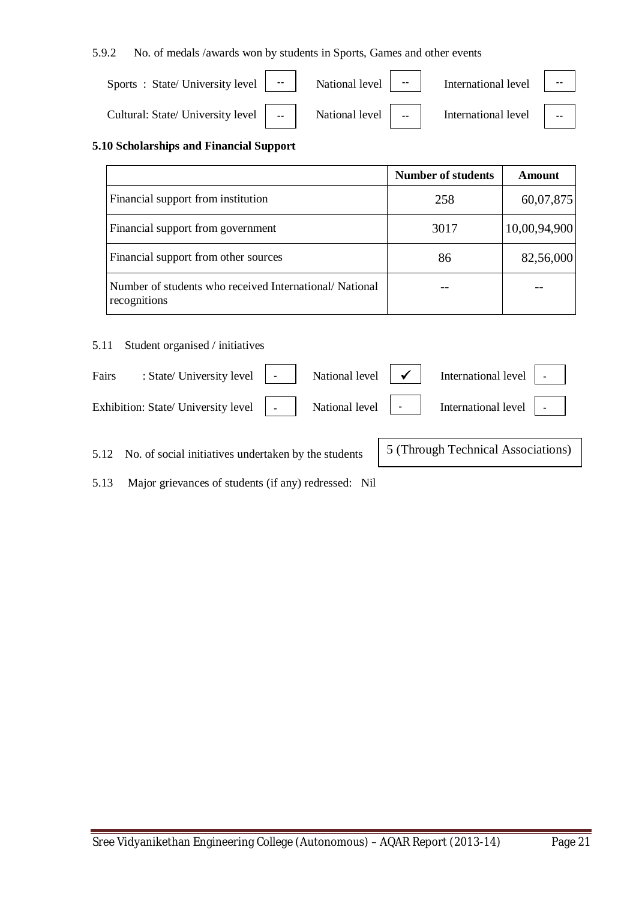5.9.2 No. of medals /awards won by students in Sports, Games and other events

Sports : State/ University level -- National level -- International level --

Cultural: State/ University level -- National level -- International level --

**5.10 Scholarships and Financial Support**

| | Number of students | Amount |
|---|---|---|
| Financial support from institution | 258 | 60,07,875 |
| Financial support from government | 3017 | 10,00,94,900 |
| Financial support from other sources | 86 | 82,56,000 |
| Number of students who received International/ National recognitions | -- | -- |

5.11 Student organised / initiatives

Fairs : State/ University level - National level ✓ International level -

Exhibition: State/ University level - National level - International level -

5.12 No. of social initiatives undertaken by the students 5 (Through Technical Associations)

5.13 Major grievances of students (if any) redressed: Nil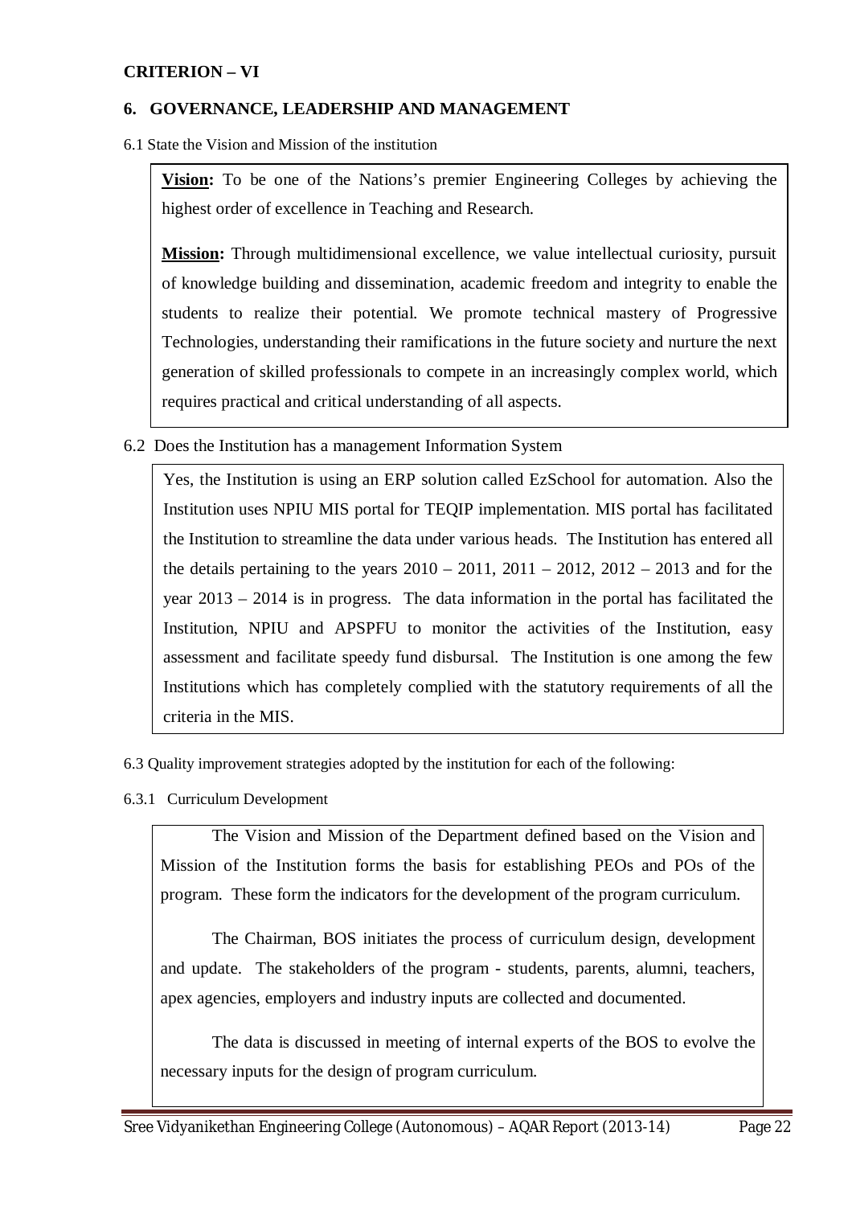**CRITERION – VI**

## 6. GOVERNANCE, LEADERSHIP AND MANAGEMENT

6.1 State the Vision and Mission of the institution

**Vision:** To be one of the Nations's premier Engineering Colleges by achieving the highest order of excellence in Teaching and Research.

**Mission:** Through multidimensional excellence, we value intellectual curiosity, pursuit of knowledge building and dissemination, academic freedom and integrity to enable the students to realize their potential. We promote technical mastery of Progressive Technologies, understanding their ramifications in the future society and nurture the next generation of skilled professionals to compete in an increasingly complex world, which requires practical and critical understanding of all aspects.

6.2 Does the Institution has a management Information System

Yes, the Institution is using an ERP solution called EzSchool for automation. Also the Institution uses NPIU MIS portal for TEQIP implementation. MIS portal has facilitated the Institution to streamline the data under various heads. The Institution has entered all the details pertaining to the years 2010 – 2011, 2011 – 2012, 2012 – 2013 and for the year 2013 – 2014 is in progress. The data information in the portal has facilitated the Institution, NPIU and APSPFU to monitor the activities of the Institution, easy assessment and facilitate speedy fund disbursal. The Institution is one among the few Institutions which has completely complied with the statutory requirements of all the criteria in the MIS.

6.3 Quality improvement strategies adopted by the institution for each of the following:

6.3.1 Curriculum Development

The Vision and Mission of the Department defined based on the Vision and Mission of the Institution forms the basis for establishing PEOs and POs of the program. These form the indicators for the development of the program curriculum.

The Chairman, BOS initiates the process of curriculum design, development and update. The stakeholders of the program - students, parents, alumni, teachers, apex agencies, employers and industry inputs are collected and documented.

The data is discussed in meeting of internal experts of the BOS to evolve the necessary inputs for the design of program curriculum.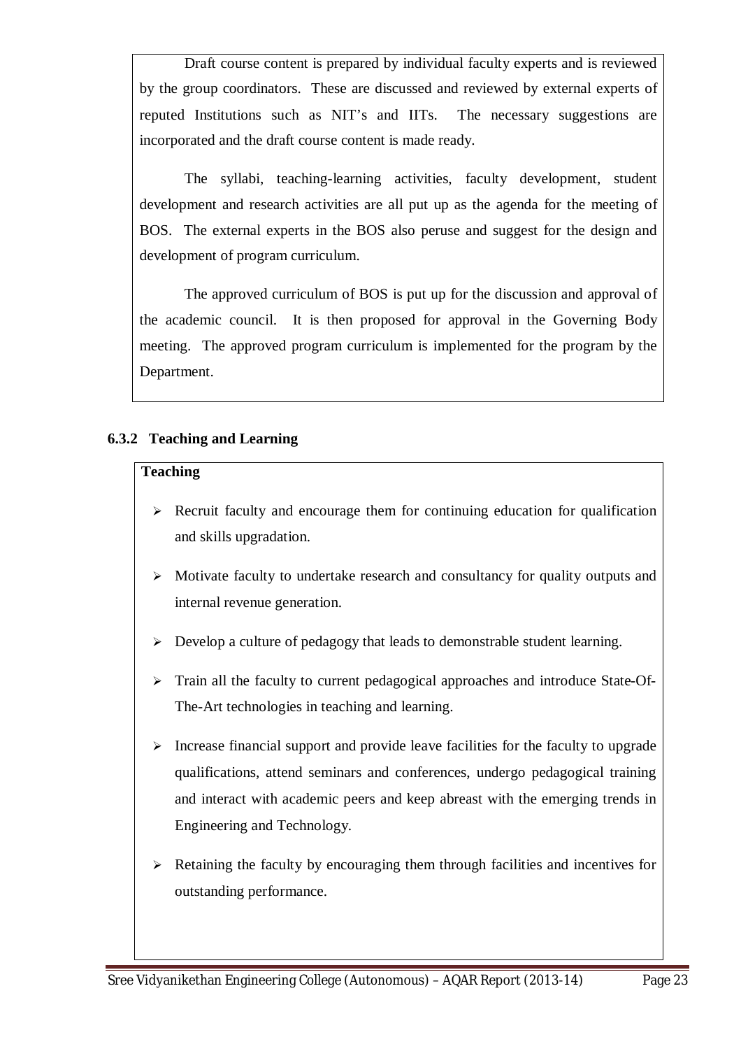Draft course content is prepared by individual faculty experts and is reviewed by the group coordinators. These are discussed and reviewed by external experts of reputed Institutions such as NIT's and IITs. The necessary suggestions are incorporated and the draft course content is made ready.

The syllabi, teaching-learning activities, faculty development, student development and research activities are all put up as the agenda for the meeting of BOS. The external experts in the BOS also peruse and suggest for the design and development of program curriculum.

The approved curriculum of BOS is put up for the discussion and approval of the academic council. It is then proposed for approval in the Governing Body meeting. The approved program curriculum is implemented for the program by the Department.

### 6.3.2 Teaching and Learning

**Teaching**

- Recruit faculty and encourage them for continuing education for qualification and skills upgradation.
- Motivate faculty to undertake research and consultancy for quality outputs and internal revenue generation.
- Develop a culture of pedagogy that leads to demonstrable student learning.
- Train all the faculty to current pedagogical approaches and introduce State-Of-The-Art technologies in teaching and learning.
- Increase financial support and provide leave facilities for the faculty to upgrade qualifications, attend seminars and conferences, undergo pedagogical training and interact with academic peers and keep abreast with the emerging trends in Engineering and Technology.
- Retaining the faculty by encouraging them through facilities and incentives for outstanding performance.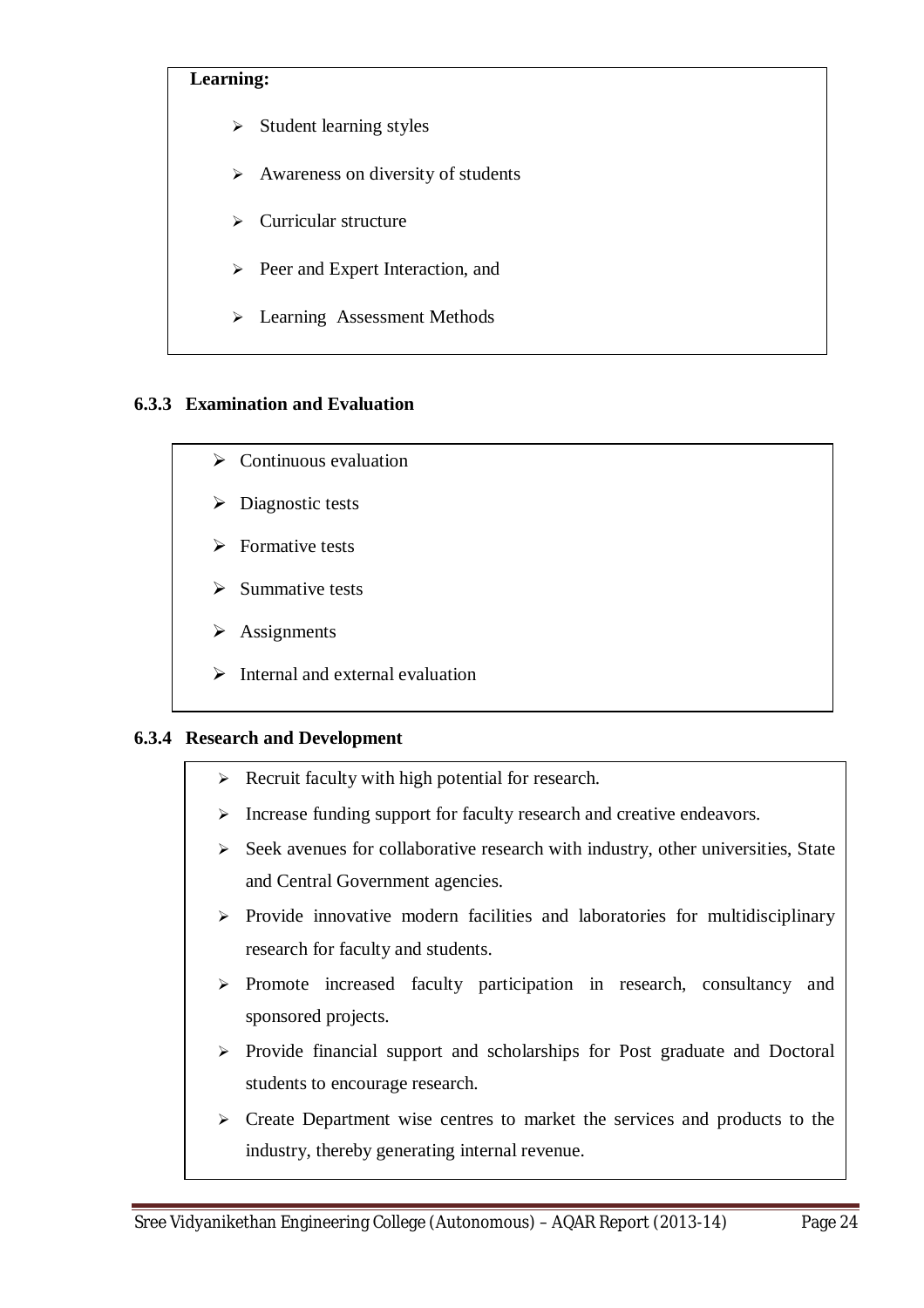**Learning:**

- Student learning styles
- Awareness on diversity of students
- Curricular structure
- Peer and Expert Interaction, and
- Learning Assessment Methods

### 6.3.3 Examination and Evaluation

- Continuous evaluation
- Diagnostic tests
- Formative tests
- Summative tests
- Assignments
- Internal and external evaluation

### 6.3.4 Research and Development

- Recruit faculty with high potential for research.
- Increase funding support for faculty research and creative endeavors.
- Seek avenues for collaborative research with industry, other universities, State and Central Government agencies.
- Provide innovative modern facilities and laboratories for multidisciplinary research for faculty and students.
- Promote increased faculty participation in research, consultancy and sponsored projects.
- Provide financial support and scholarships for Post graduate and Doctoral students to encourage research.
- Create Department wise centres to market the services and products to the industry, thereby generating internal revenue.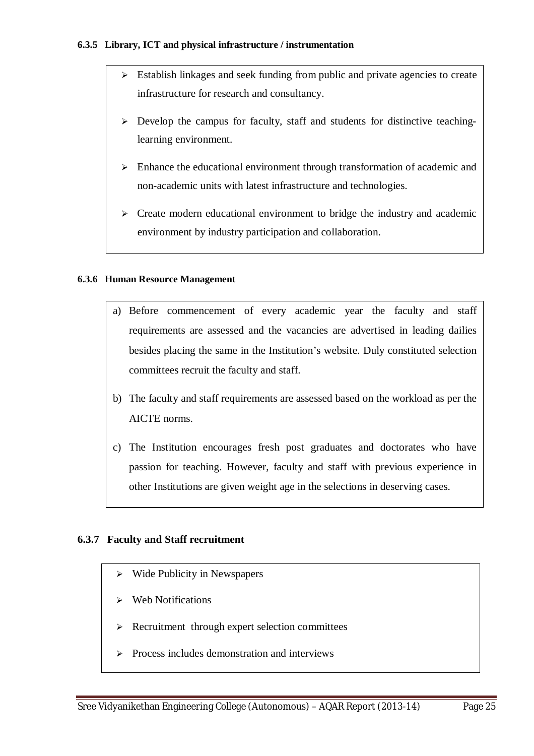**6.3.5 Library, ICT and physical infrastructure / instrumentation**

- Establish linkages and seek funding from public and private agencies to create infrastructure for research and consultancy.
- Develop the campus for faculty, staff and students for distinctive teaching-learning environment.
- Enhance the educational environment through transformation of academic and non-academic units with latest infrastructure and technologies.
- Create modern educational environment to bridge the industry and academic environment by industry participation and collaboration.

**6.3.6 Human Resource Management**

a) Before commencement of every academic year the faculty and staff requirements are assessed and the vacancies are advertised in leading dailies besides placing the same in the Institution's website. Duly constituted selection committees recruit the faculty and staff.

b) The faculty and staff requirements are assessed based on the workload as per the AICTE norms.

c) The Institution encourages fresh post graduates and doctorates who have passion for teaching. However, faculty and staff with previous experience in other Institutions are given weight age in the selections in deserving cases.

**6.3.7 Faculty and Staff recruitment**

- Wide Publicity in Newspapers
- Web Notifications
- Recruitment through expert selection committees
- Process includes demonstration and interviews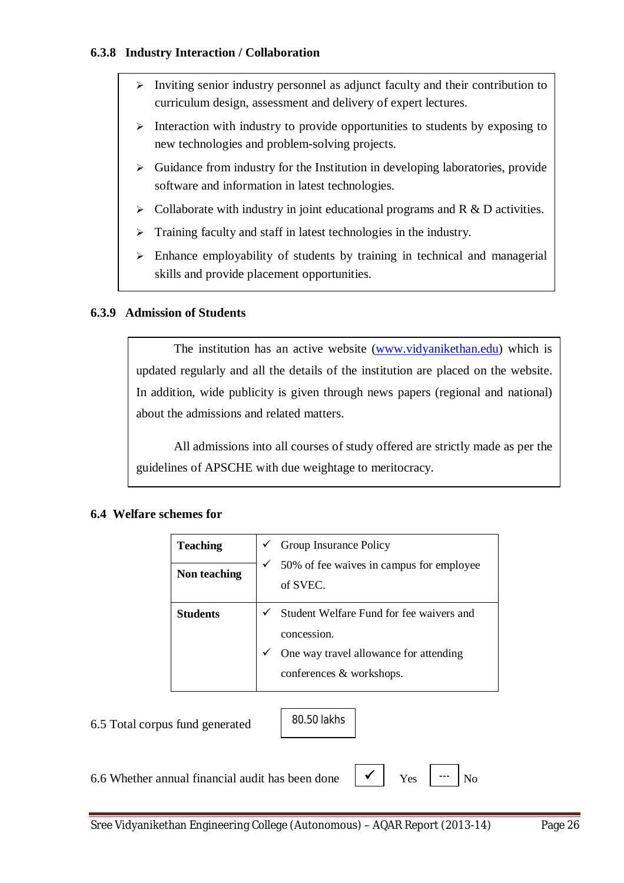### 6.3.8 Industry Interaction / Collaboration

- Inviting senior industry personnel as adjunct faculty and their contribution to curriculum design, assessment and delivery of expert lectures.
- Interaction with industry to provide opportunities to students by exposing to new technologies and problem-solving projects.
- Guidance from industry for the Institution in developing laboratories, provide software and information in latest technologies.
- Collaborate with industry in joint educational programs and R & D activities.
- Training faculty and staff in latest technologies in the industry.
- Enhance employability of students by training in technical and managerial skills and provide placement opportunities.

### 6.3.9 Admission of Students

The institution has an active website (www.vidyanikethan.edu) which is updated regularly and all the details of the institution are placed on the website. In addition, wide publicity is given through news papers (regional and national) about the admissions and related matters.

All admissions into all courses of study offered are strictly made as per the guidelines of APSCHE with due weightage to meritocracy.

### 6.4 Welfare schemes for

| | |
|---|---|
| **Teaching** | ✓ Group Insurance Policy<br>✓ 50% of fee waives in campus for employee of SVEC. |
| **Non teaching** | |
| **Students** | ✓ Student Welfare Fund for fee waivers and concession.<br>✓ One way travel allowance for attending conferences & workshops. |

6.5 Total corpus fund generated: 80.50 lakhs

6.6 Whether annual financial audit has been done: ✓ Yes --- No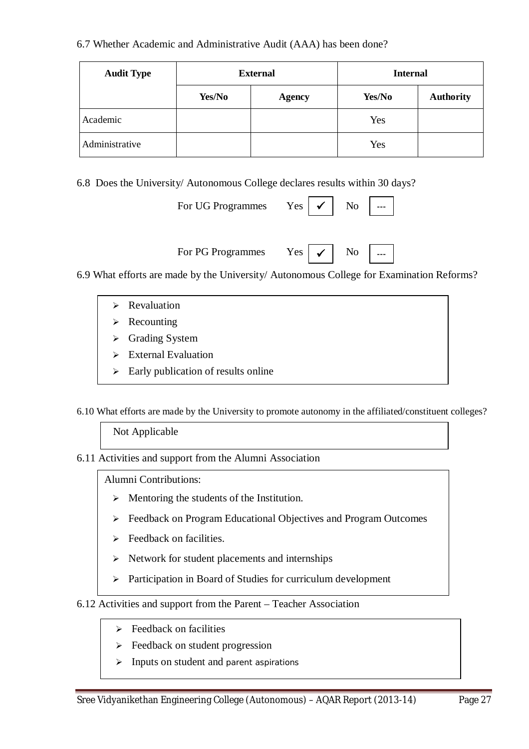6.7 Whether Academic and Administrative Audit (AAA) has been done?

| Audit Type | External | | Internal | |
|---|---|---|---|---|
| | Yes/No | Agency | Yes/No | Authority |
| Academic | | | Yes | |
| Administrative | | | Yes | |

6.8 Does the University/ Autonomous College declares results within 30 days?

For UG Programmes Yes ✓ No ---

For PG Programmes Yes ✓ No ---

6.9 What efforts are made by the University/ Autonomous College for Examination Reforms?

- Revaluation
- Recounting
- Grading System
- External Evaluation
- Early publication of results online

6.10 What efforts are made by the University to promote autonomy in the affiliated/constituent colleges?

Not Applicable

6.11 Activities and support from the Alumni Association

Alumni Contributions:

- Mentoring the students of the Institution.
- Feedback on Program Educational Objectives and Program Outcomes
- Feedback on facilities.
- Network for student placements and internships
- Participation in Board of Studies for curriculum development

6.12 Activities and support from the Parent – Teacher Association

- Feedback on facilities
- Feedback on student progression
- Inputs on student and parent aspirations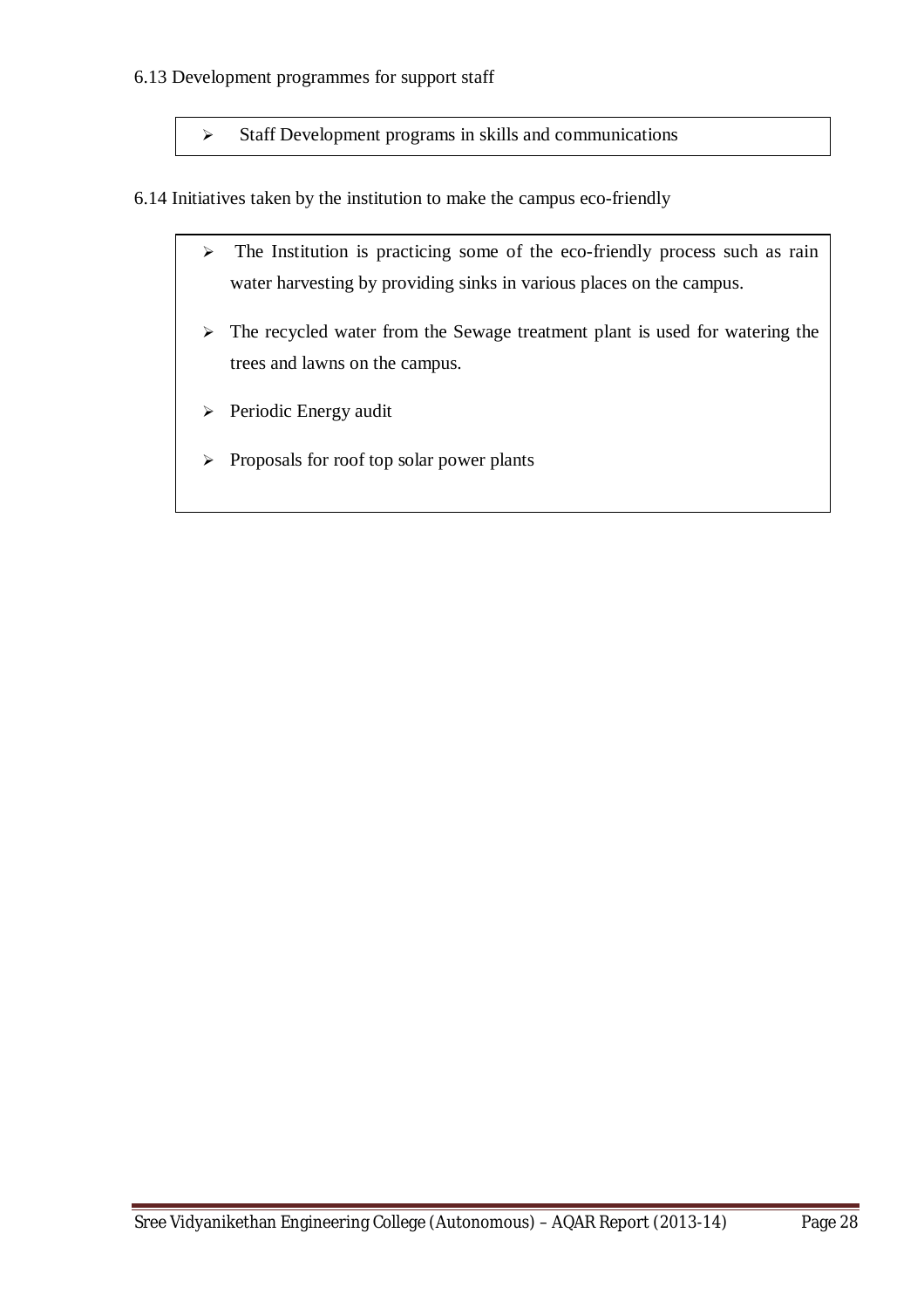6.13 Development programmes for support staff

- Staff Development programs in skills and communications

6.14 Initiatives taken by the institution to make the campus eco-friendly

- The Institution is practicing some of the eco-friendly process such as rain water harvesting by providing sinks in various places on the campus.
- The recycled water from the Sewage treatment plant is used for watering the trees and lawns on the campus.
- Periodic Energy audit
- Proposals for roof top solar power plants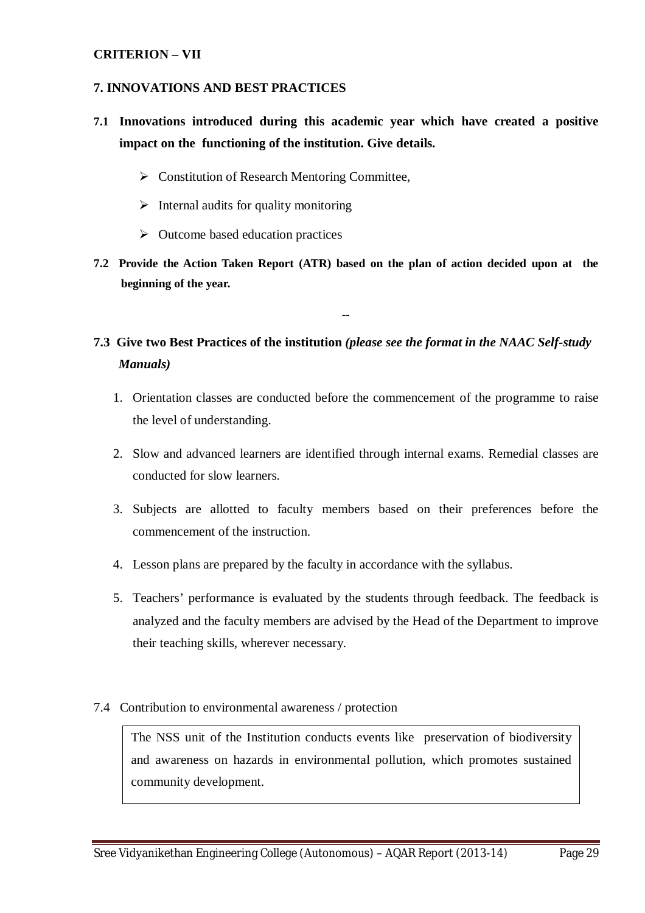**CRITERION – VII**

## 7. INNOVATIONS AND BEST PRACTICES

**7.1 Innovations introduced during this academic year which have created a positive impact on the functioning of the institution. Give details.**

- Constitution of Research Mentoring Committee,
- Internal audits for quality monitoring
- Outcome based education practices

**7.2 Provide the Action Taken Report (ATR) based on the plan of action decided upon at the beginning of the year.**

--

**7.3 Give two Best Practices of the institution *(please see the format in the NAAC Self-study Manuals)***

1. Orientation classes are conducted before the commencement of the programme to raise the level of understanding.
2. Slow and advanced learners are identified through internal exams. Remedial classes are conducted for slow learners.
3. Subjects are allotted to faculty members based on their preferences before the commencement of the instruction.
4. Lesson plans are prepared by the faculty in accordance with the syllabus.
5. Teachers' performance is evaluated by the students through feedback. The feedback is analyzed and the faculty members are advised by the Head of the Department to improve their teaching skills, wherever necessary.

7.4 Contribution to environmental awareness / protection

The NSS unit of the Institution conducts events like preservation of biodiversity and awareness on hazards in environmental pollution, which promotes sustained community development.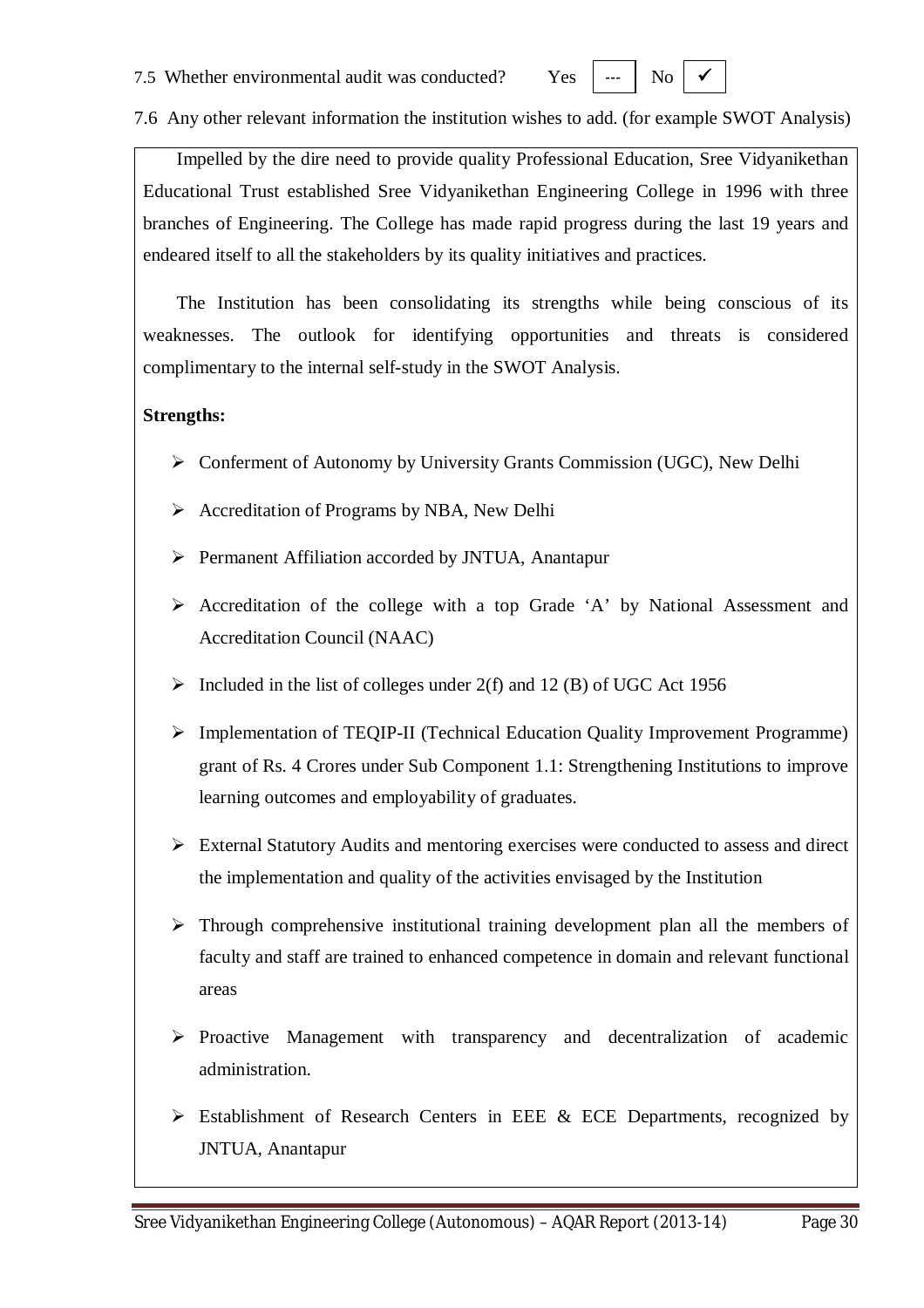7.5 Whether environmental audit was conducted? Yes | --- | No | ✓ |

7.6 Any other relevant information the institution wishes to add. (for example SWOT Analysis)

Impelled by the dire need to provide quality Professional Education, Sree Vidyanikethan Educational Trust established Sree Vidyanikethan Engineering College in 1996 with three branches of Engineering. The College has made rapid progress during the last 19 years and endeared itself to all the stakeholders by its quality initiatives and practices.

The Institution has been consolidating its strengths while being conscious of its weaknesses. The outlook for identifying opportunities and threats is considered complimentary to the internal self-study in the SWOT Analysis.

**Strengths:**

- Conferment of Autonomy by University Grants Commission (UGC), New Delhi
- Accreditation of Programs by NBA, New Delhi
- Permanent Affiliation accorded by JNTUA, Anantapur
- Accreditation of the college with a top Grade 'A' by National Assessment and Accreditation Council (NAAC)
- Included in the list of colleges under 2(f) and 12 (B) of UGC Act 1956
- Implementation of TEQIP-II (Technical Education Quality Improvement Programme) grant of Rs. 4 Crores under Sub Component 1.1: Strengthening Institutions to improve learning outcomes and employability of graduates.
- External Statutory Audits and mentoring exercises were conducted to assess and direct the implementation and quality of the activities envisaged by the Institution
- Through comprehensive institutional training development plan all the members of faculty and staff are trained to enhanced competence in domain and relevant functional areas
- Proactive Management with transparency and decentralization of academic administration.
- Establishment of Research Centers in EEE & ECE Departments, recognized by JNTUA, Anantapur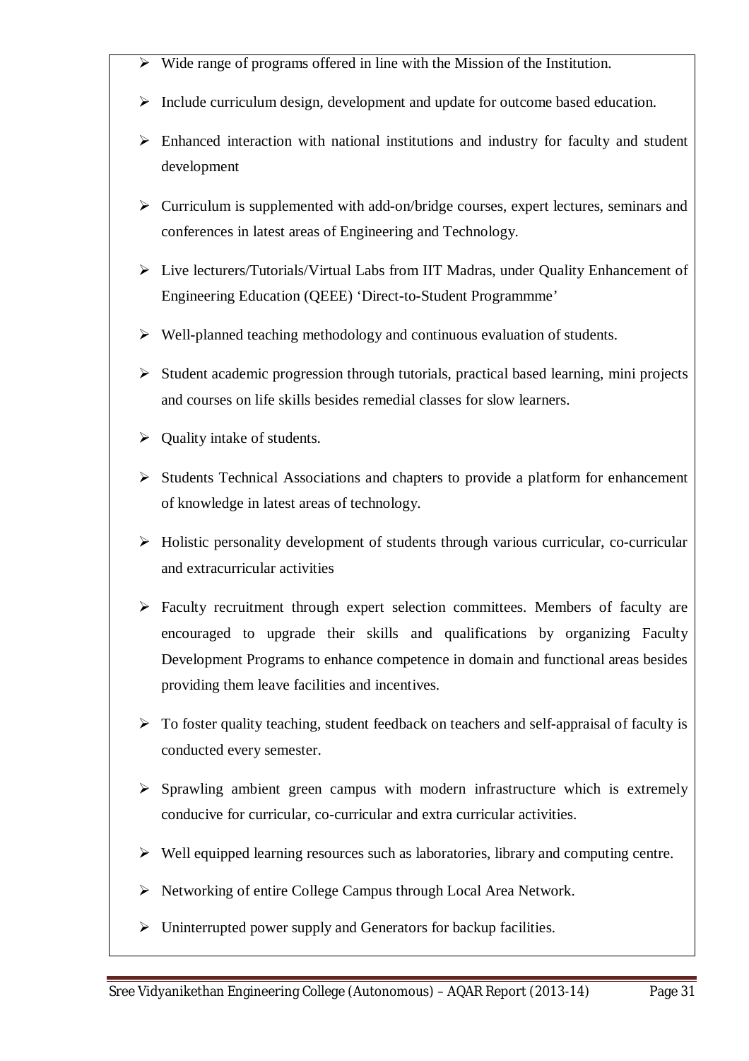- Wide range of programs offered in line with the Mission of the Institution.
- Include curriculum design, development and update for outcome based education.
- Enhanced interaction with national institutions and industry for faculty and student development
- Curriculum is supplemented with add-on/bridge courses, expert lectures, seminars and conferences in latest areas of Engineering and Technology.
- Live lecturers/Tutorials/Virtual Labs from IIT Madras, under Quality Enhancement of Engineering Education (QEEE) 'Direct-to-Student Programmme'
- Well-planned teaching methodology and continuous evaluation of students.
- Student academic progression through tutorials, practical based learning, mini projects and courses on life skills besides remedial classes for slow learners.
- Quality intake of students.
- Students Technical Associations and chapters to provide a platform for enhancement of knowledge in latest areas of technology.
- Holistic personality development of students through various curricular, co-curricular and extracurricular activities
- Faculty recruitment through expert selection committees. Members of faculty are encouraged to upgrade their skills and qualifications by organizing Faculty Development Programs to enhance competence in domain and functional areas besides providing them leave facilities and incentives.
- To foster quality teaching, student feedback on teachers and self-appraisal of faculty is conducted every semester.
- Sprawling ambient green campus with modern infrastructure which is extremely conducive for curricular, co-curricular and extra curricular activities.
- Well equipped learning resources such as laboratories, library and computing centre.
- Networking of entire College Campus through Local Area Network.
- Uninterrupted power supply and Generators for backup facilities.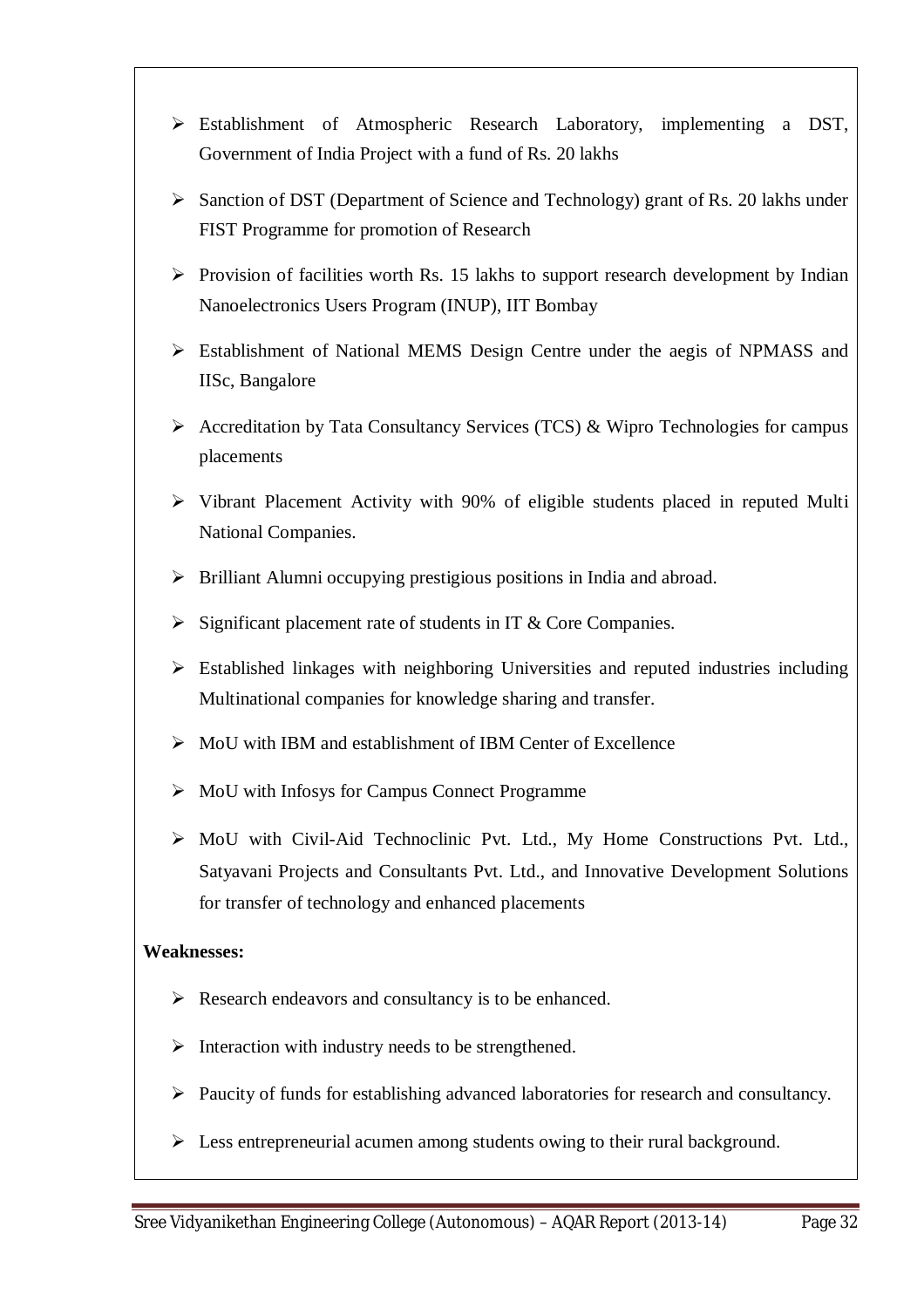- Establishment of Atmospheric Research Laboratory, implementing a DST, Government of India Project with a fund of Rs. 20 lakhs
- Sanction of DST (Department of Science and Technology) grant of Rs. 20 lakhs under FIST Programme for promotion of Research
- Provision of facilities worth Rs. 15 lakhs to support research development by Indian Nanoelectronics Users Program (INUP), IIT Bombay
- Establishment of National MEMS Design Centre under the aegis of NPMASS and IISc, Bangalore
- Accreditation by Tata Consultancy Services (TCS) & Wipro Technologies for campus placements
- Vibrant Placement Activity with 90% of eligible students placed in reputed Multi National Companies.
- Brilliant Alumni occupying prestigious positions in India and abroad.
- Significant placement rate of students in IT & Core Companies.
- Established linkages with neighboring Universities and reputed industries including Multinational companies for knowledge sharing and transfer.
- MoU with IBM and establishment of IBM Center of Excellence
- MoU with Infosys for Campus Connect Programme
- MoU with Civil-Aid Technoclinic Pvt. Ltd., My Home Constructions Pvt. Ltd., Satyavani Projects and Consultants Pvt. Ltd., and Innovative Development Solutions for transfer of technology and enhanced placements

**Weaknesses:**

- Research endeavors and consultancy is to be enhanced.
- Interaction with industry needs to be strengthened.
- Paucity of funds for establishing advanced laboratories for research and consultancy.
- Less entrepreneurial acumen among students owing to their rural background.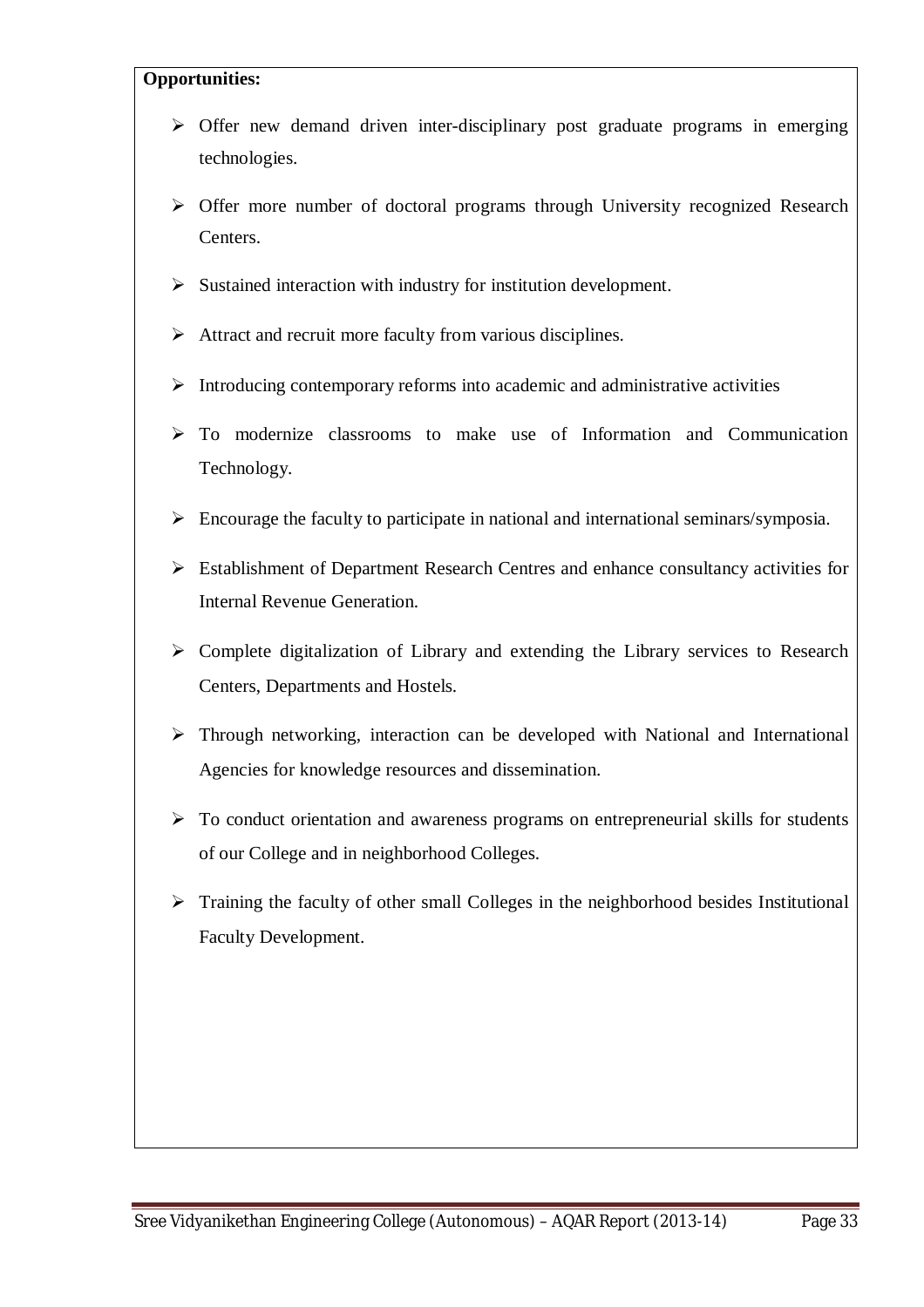**Opportunities:**

- Offer new demand driven inter-disciplinary post graduate programs in emerging technologies.
- Offer more number of doctoral programs through University recognized Research Centers.
- Sustained interaction with industry for institution development.
- Attract and recruit more faculty from various disciplines.
- Introducing contemporary reforms into academic and administrative activities
- To modernize classrooms to make use of Information and Communication Technology.
- Encourage the faculty to participate in national and international seminars/symposia.
- Establishment of Department Research Centres and enhance consultancy activities for Internal Revenue Generation.
- Complete digitalization of Library and extending the Library services to Research Centers, Departments and Hostels.
- Through networking, interaction can be developed with National and International Agencies for knowledge resources and dissemination.
- To conduct orientation and awareness programs on entrepreneurial skills for students of our College and in neighborhood Colleges.
- Training the faculty of other small Colleges in the neighborhood besides Institutional Faculty Development.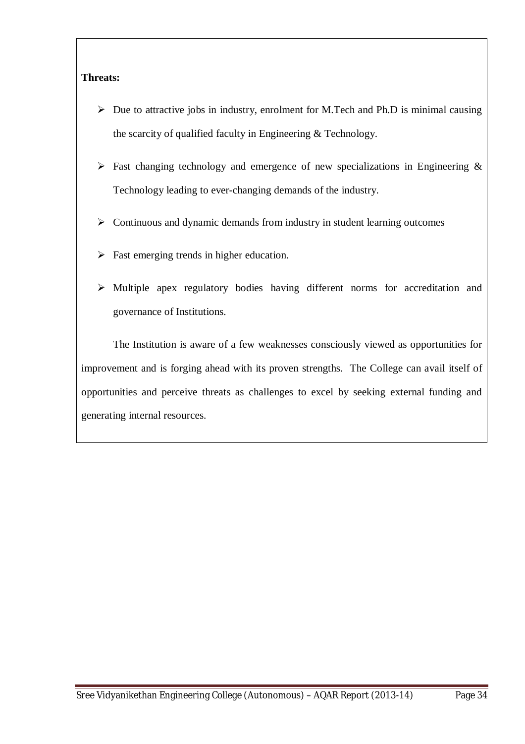**Threats:**

- Due to attractive jobs in industry, enrolment for M.Tech and Ph.D is minimal causing the scarcity of qualified faculty in Engineering & Technology.
- Fast changing technology and emergence of new specializations in Engineering & Technology leading to ever-changing demands of the industry.
- Continuous and dynamic demands from industry in student learning outcomes
- Fast emerging trends in higher education.
- Multiple apex regulatory bodies having different norms for accreditation and governance of Institutions.

The Institution is aware of a few weaknesses consciously viewed as opportunities for improvement and is forging ahead with its proven strengths. The College can avail itself of opportunities and perceive threats as challenges to excel by seeking external funding and generating internal resources.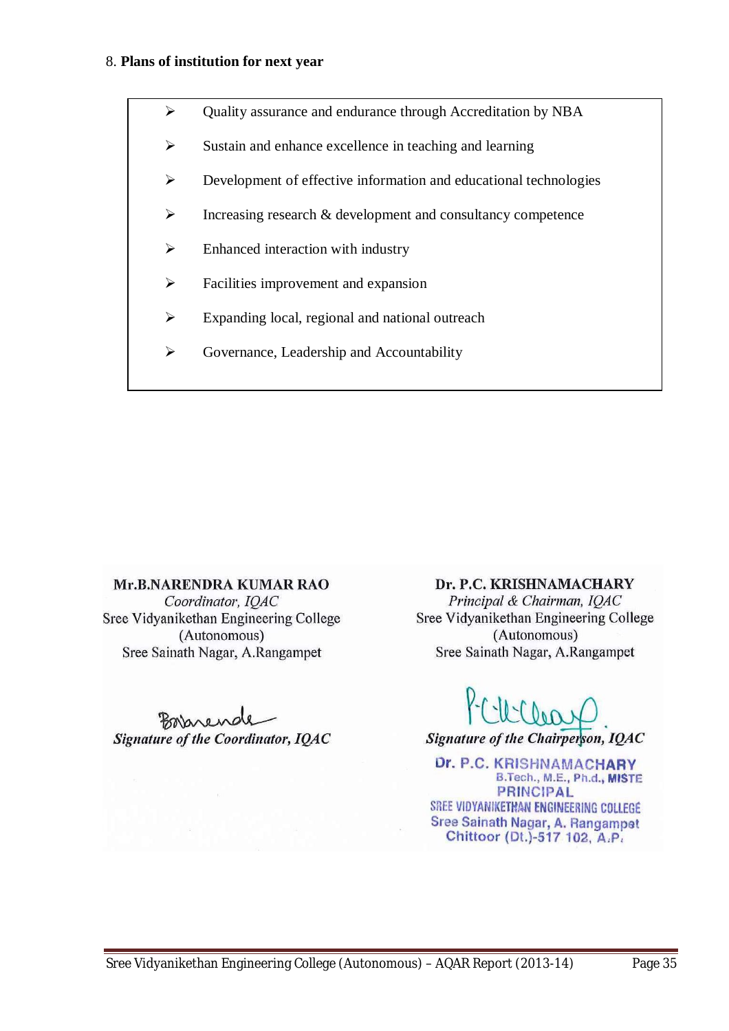8. **Plans of institution for next year**

- Quality assurance and endurance through Accreditation by NBA
- Sustain and enhance excellence in teaching and learning
- Development of effective information and educational technologies
- Increasing research & development and consultancy competence
- Enhanced interaction with industry
- Facilities improvement and expansion
- Expanding local, regional and national outreach
- Governance, Leadership and Accountability

**Mr.B.NARENDRA KUMAR RAO**
*Coordinator, IQAC*
Sree Vidyanikethan Engineering College
(Autonomous)
Sree Sainath Nagar, A.Rangampet

*Signature of the Coordinator, IQAC*

**Dr. P.C. KRISHNAMACHARY**
*Principal & Chairman, IQAC*
Sree Vidyanikethan Engineering College
(Autonomous)
Sree Sainath Nagar, A.Rangampet

*Signature of the Chairperson, IQAC*

Dr. P.C. KRISHNAMACHARY
B.Tech., M.E., Ph.d., MISTE
PRINCIPAL
SREE VIDYANIKETHAN ENGINEERING COLLEGE
Sree Sainath Nagar, A. Rangampet
Chittoor (Dt.)-517 102, A.P.